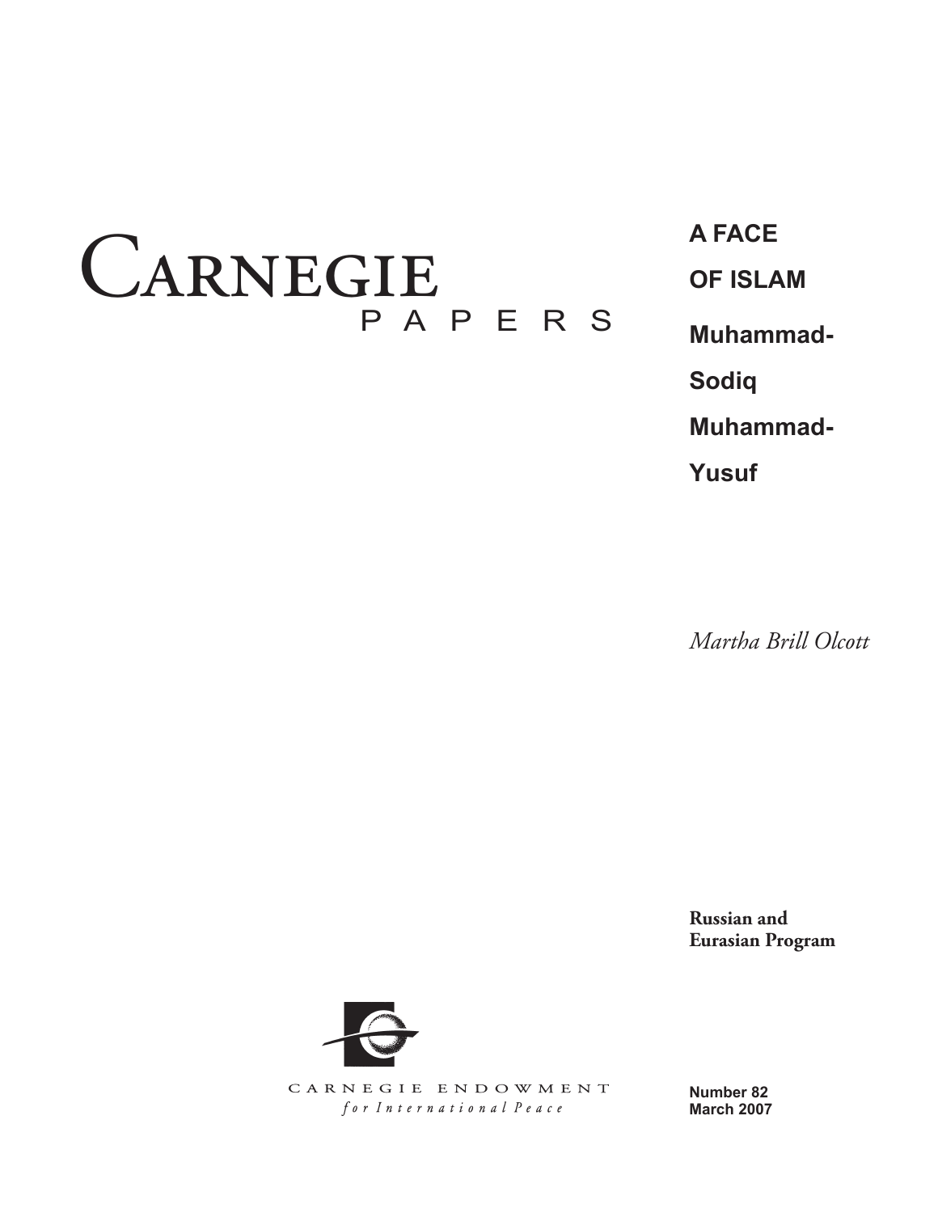# Carnegie Papers

# A FACE OF ISLAM

## Muhammad-Sodiq Muhammad-Yusuf

*Martha Brill Olcott*

**Russian and Eurasian Program**

CARNEGIE ENDOWMENT
*for International Peace*

**Number 82**
**March 2007**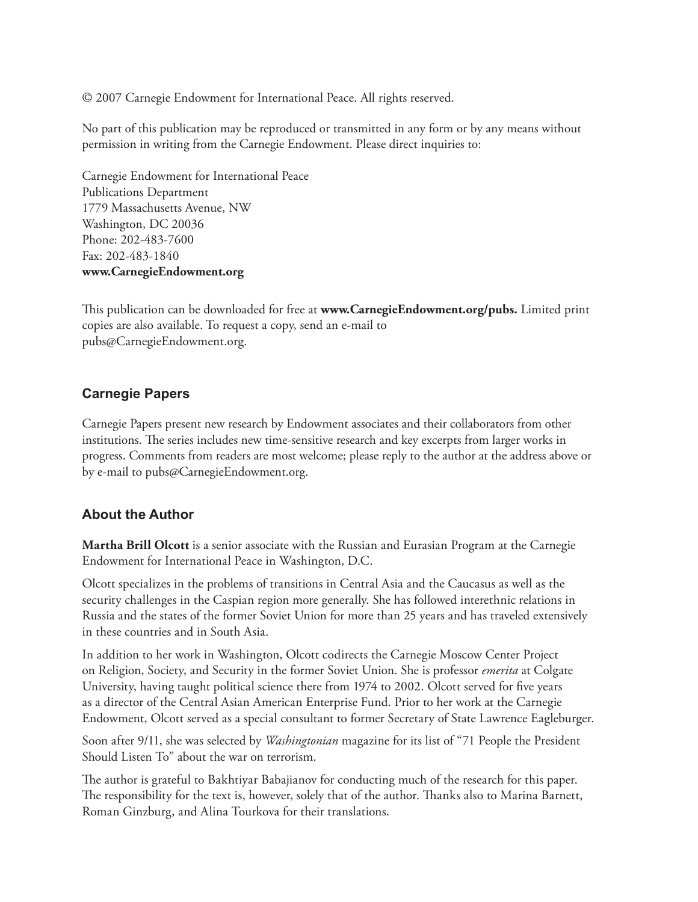© 2007 Carnegie Endowment for International Peace. All rights reserved.

No part of this publication may be reproduced or transmitted in any form or by any means without permission in writing from the Carnegie Endowment. Please direct inquiries to:

Carnegie Endowment for International Peace
Publications Department
1779 Massachusetts Avenue, NW
Washington, DC 20036
Phone: 202-483-7600
Fax: 202-483-1840
**www.CarnegieEndowment.org**

This publication can be downloaded for free at **www.CarnegieEndowment.org/pubs.** Limited print copies are also available. To request a copy, send an e-mail to pubs@CarnegieEndowment.org.

## Carnegie Papers

Carnegie Papers present new research by Endowment associates and their collaborators from other institutions. The series includes new time-sensitive research and key excerpts from larger works in progress. Comments from readers are most welcome; please reply to the author at the address above or by e-mail to pubs@CarnegieEndowment.org.

## About the Author

**Martha Brill Olcott** is a senior associate with the Russian and Eurasian Program at the Carnegie Endowment for International Peace in Washington, D.C.

Olcott specializes in the problems of transitions in Central Asia and the Caucasus as well as the security challenges in the Caspian region more generally. She has followed interethnic relations in Russia and the states of the former Soviet Union for more than 25 years and has traveled extensively in these countries and in South Asia.

In addition to her work in Washington, Olcott codirects the Carnegie Moscow Center Project on Religion, Society, and Security in the former Soviet Union. She is professor *emerita* at Colgate University, having taught political science there from 1974 to 2002. Olcott served for five years as a director of the Central Asian American Enterprise Fund. Prior to her work at the Carnegie Endowment, Olcott served as a special consultant to former Secretary of State Lawrence Eagleburger.

Soon after 9/11, she was selected by *Washingtonian* magazine for its list of "71 People the President Should Listen To" about the war on terrorism.

The author is grateful to Bakhtiyar Babajianov for conducting much of the research for this paper. The responsibility for the text is, however, solely that of the author. Thanks also to Marina Barnett, Roman Ginzburg, and Alina Tourkova for their translations.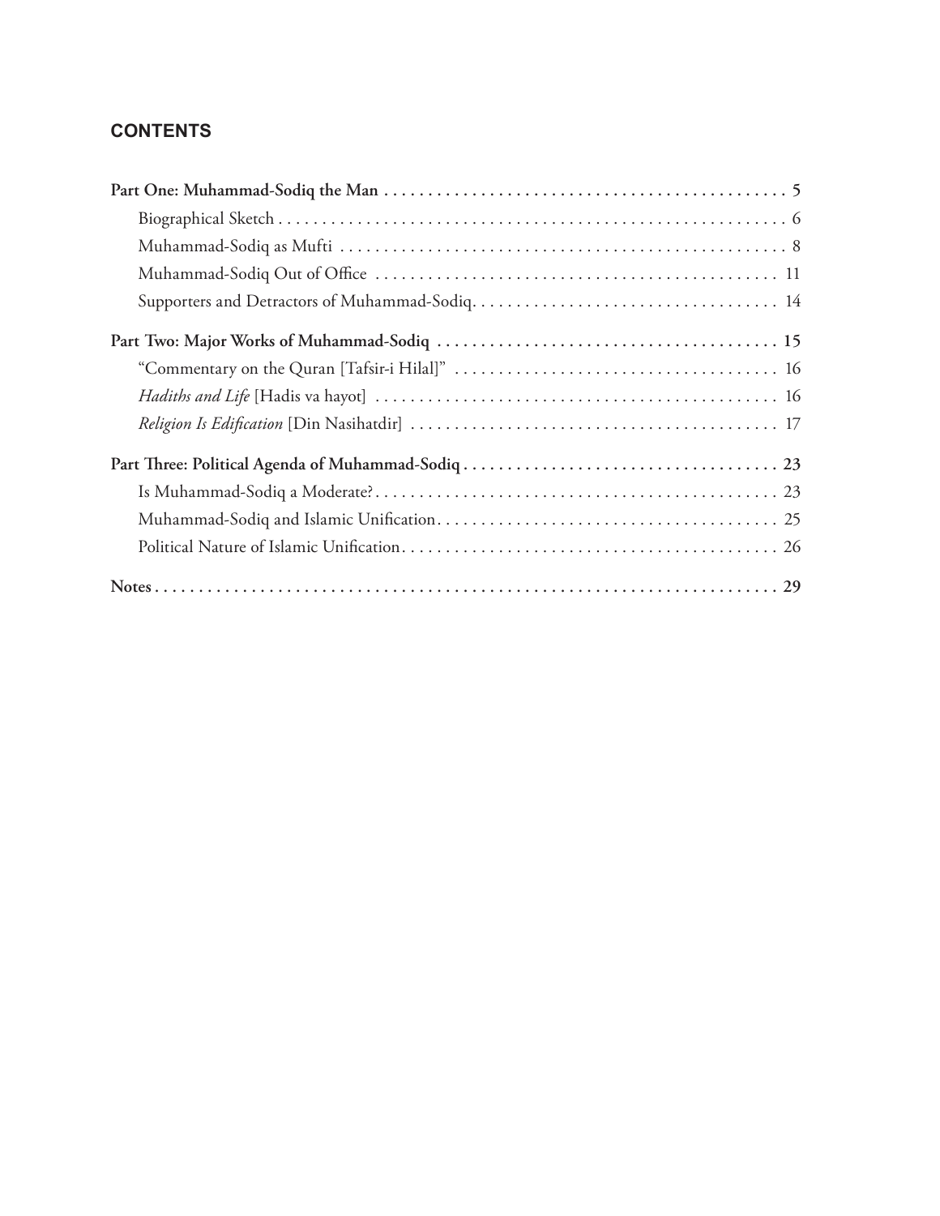## CONTENTS

**Part One: Muhammad-Sodiq the Man** . . . . . . . . . . 5

- Biographical Sketch . . . . . . . . . . 6
- Muhammad-Sodiq as Mufti . . . . . . . . . . 8
- Muhammad-Sodiq Out of Office . . . . . . . . . . 11
- Supporters and Detractors of Muhammad-Sodiq. . . . . . . . . . 14

**Part Two: Major Works of Muhammad-Sodiq** . . . . . . . . . . 15

- "Commentary on the Quran [Tafsir-i Hilal]" . . . . . . . . . . 16
- *Hadiths and Life* [Hadis va hayot] . . . . . . . . . . 16
- *Religion Is Edification* [Din Nasihatdir] . . . . . . . . . . 17

**Part Three: Political Agenda of Muhammad-Sodiq** . . . . . . . . . . 23

- Is Muhammad-Sodiq a Moderate? . . . . . . . . . . 23
- Muhammad-Sodiq and Islamic Unification. . . . . . . . . . . 25
- Political Nature of Islamic Unification. . . . . . . . . . . 26

**Notes** . . . . . . . . . . 29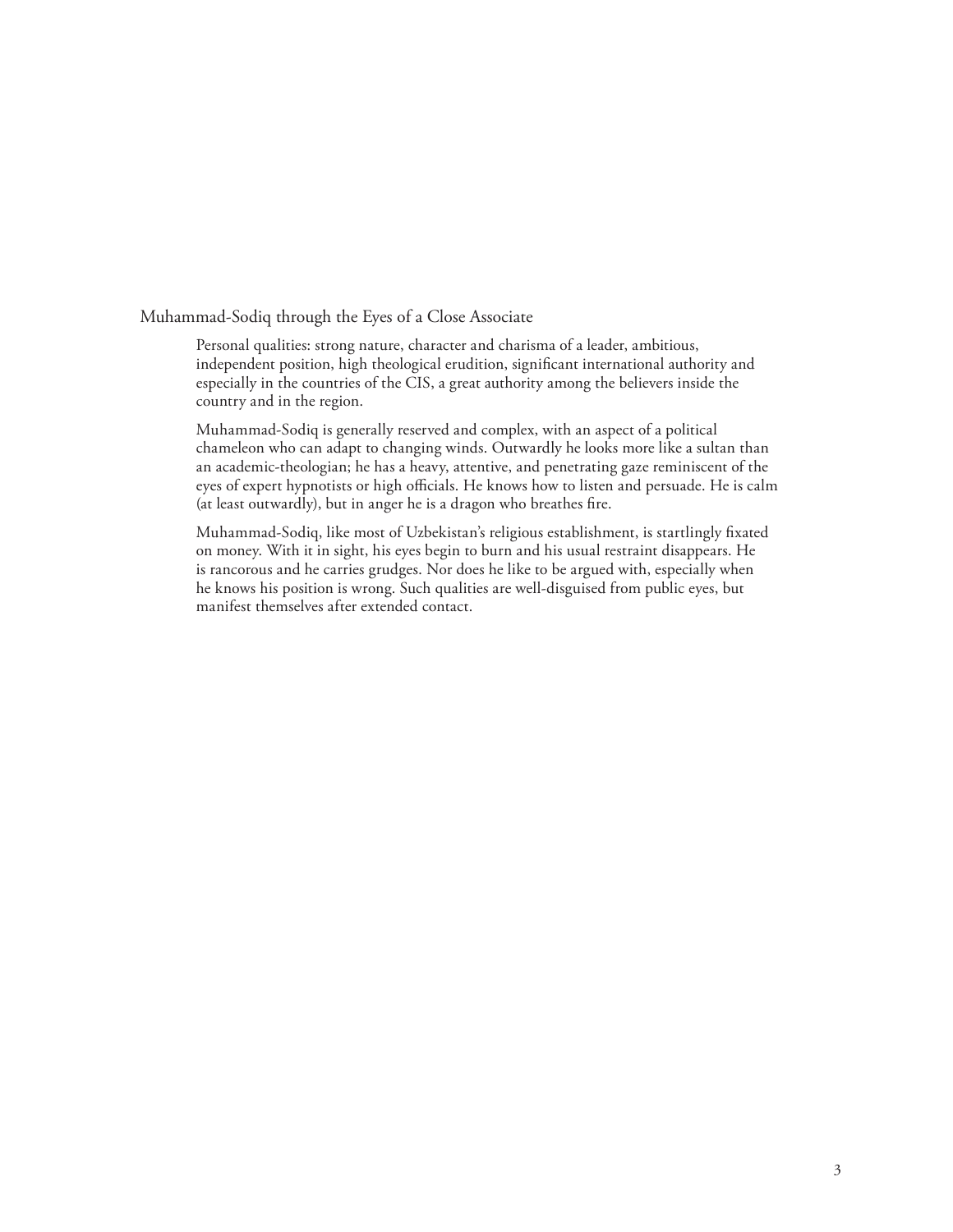## Muhammad-Sodiq through the Eyes of a Close Associate

Personal qualities: strong nature, character and charisma of a leader, ambitious, independent position, high theological erudition, significant international authority and especially in the countries of the CIS, a great authority among the believers inside the country and in the region.

Muhammad-Sodiq is generally reserved and complex, with an aspect of a political chameleon who can adapt to changing winds. Outwardly he looks more like a sultan than an academic-theologian; he has a heavy, attentive, and penetrating gaze reminiscent of the eyes of expert hypnotists or high officials. He knows how to listen and persuade. He is calm (at least outwardly), but in anger he is a dragon who breathes fire.

Muhammad-Sodiq, like most of Uzbekistan's religious establishment, is startlingly fixated on money. With it in sight, his eyes begin to burn and his usual restraint disappears. He is rancorous and he carries grudges. Nor does he like to be argued with, especially when he knows his position is wrong. Such qualities are well-disguised from public eyes, but manifest themselves after extended contact.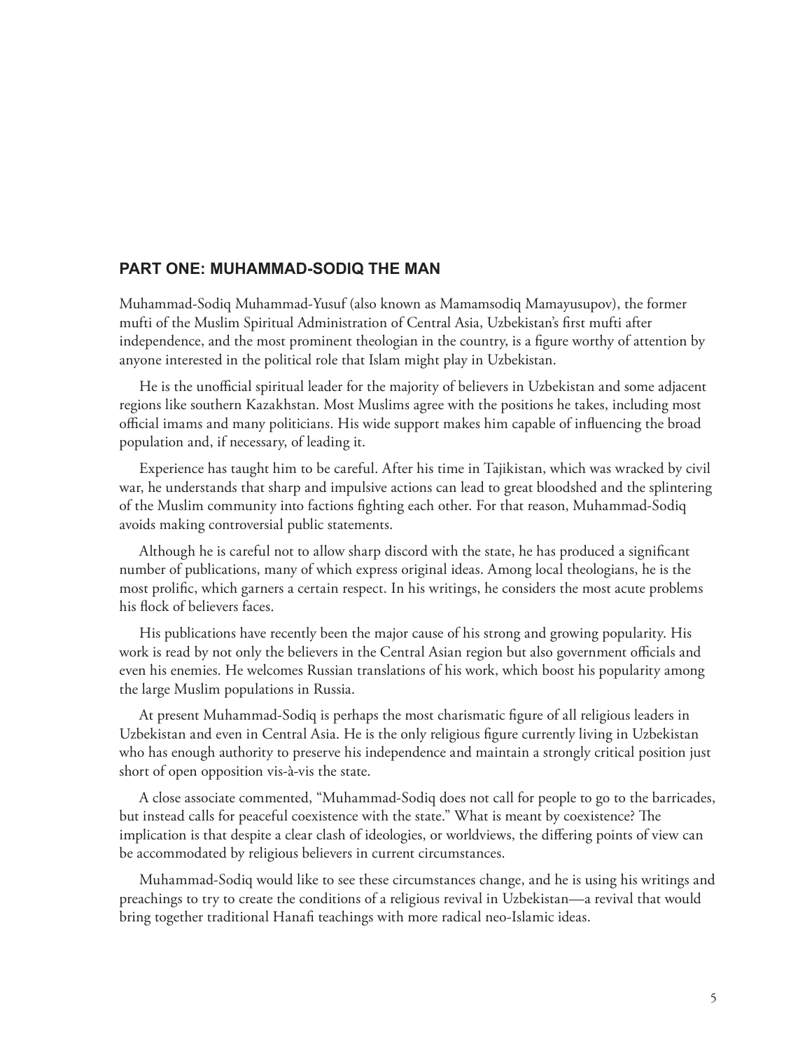## PART ONE: MUHAMMAD-SODIQ THE MAN

Muhammad-Sodiq Muhammad-Yusuf (also known as Mamamsodiq Mamayusupov), the former mufti of the Muslim Spiritual Administration of Central Asia, Uzbekistan's first mufti after independence, and the most prominent theologian in the country, is a figure worthy of attention by anyone interested in the political role that Islam might play in Uzbekistan.

He is the unofficial spiritual leader for the majority of believers in Uzbekistan and some adjacent regions like southern Kazakhstan. Most Muslims agree with the positions he takes, including most official imams and many politicians. His wide support makes him capable of influencing the broad population and, if necessary, of leading it.

Experience has taught him to be careful. After his time in Tajikistan, which was wracked by civil war, he understands that sharp and impulsive actions can lead to great bloodshed and the splintering of the Muslim community into factions fighting each other. For that reason, Muhammad-Sodiq avoids making controversial public statements.

Although he is careful not to allow sharp discord with the state, he has produced a significant number of publications, many of which express original ideas. Among local theologians, he is the most prolific, which garners a certain respect. In his writings, he considers the most acute problems his flock of believers faces.

His publications have recently been the major cause of his strong and growing popularity. His work is read by not only the believers in the Central Asian region but also government officials and even his enemies. He welcomes Russian translations of his work, which boost his popularity among the large Muslim populations in Russia.

At present Muhammad-Sodiq is perhaps the most charismatic figure of all religious leaders in Uzbekistan and even in Central Asia. He is the only religious figure currently living in Uzbekistan who has enough authority to preserve his independence and maintain a strongly critical position just short of open opposition vis-à-vis the state.

A close associate commented, "Muhammad-Sodiq does not call for people to go to the barricades, but instead calls for peaceful coexistence with the state." What is meant by coexistence? The implication is that despite a clear clash of ideologies, or worldviews, the differing points of view can be accommodated by religious believers in current circumstances.

Muhammad-Sodiq would like to see these circumstances change, and he is using his writings and preachings to try to create the conditions of a religious revival in Uzbekistan—a revival that would bring together traditional Hanafi teachings with more radical neo-Islamic ideas.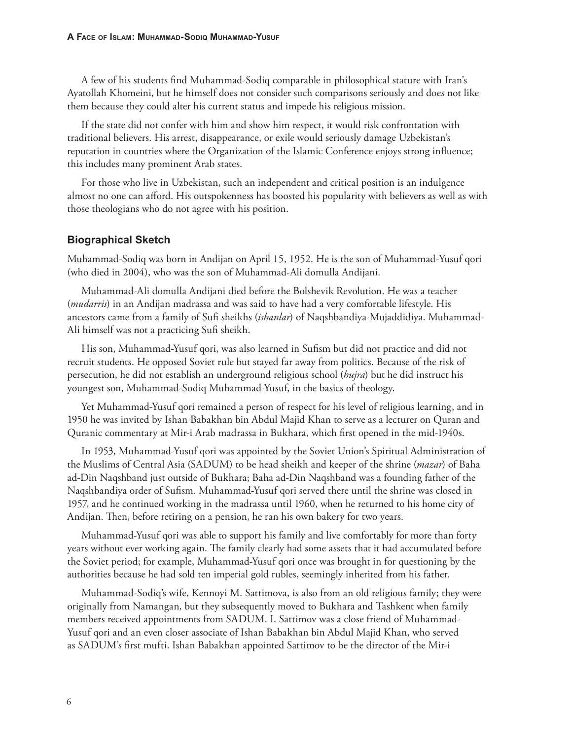A few of his students find Muhammad-Sodiq comparable in philosophical stature with Iran's Ayatollah Khomeini, but he himself does not consider such comparisons seriously and does not like them because they could alter his current status and impede his religious mission.

If the state did not confer with him and show him respect, it would risk confrontation with traditional believers. His arrest, disappearance, or exile would seriously damage Uzbekistan's reputation in countries where the Organization of the Islamic Conference enjoys strong influence; this includes many prominent Arab states.

For those who live in Uzbekistan, such an independent and critical position is an indulgence almost no one can afford. His outspokenness has boosted his popularity with believers as well as with those theologians who do not agree with his position.

### Biographical Sketch

Muhammad-Sodiq was born in Andijan on April 15, 1952. He is the son of Muhammad-Yusuf qori (who died in 2004), who was the son of Muhammad-Ali domulla Andijani.

Muhammad-Ali domulla Andijani died before the Bolshevik Revolution. He was a teacher (*mudarris*) in an Andijan madrassa and was said to have had a very comfortable lifestyle. His ancestors came from a family of Sufi sheikhs (*ishanlar*) of Naqshbandiya-Mujaddidiya. Muhammad-Ali himself was not a practicing Sufi sheikh.

His son, Muhammad-Yusuf qori, was also learned in Sufism but did not practice and did not recruit students. He opposed Soviet rule but stayed far away from politics. Because of the risk of persecution, he did not establish an underground religious school (*hujra*) but he did instruct his youngest son, Muhammad-Sodiq Muhammad-Yusuf, in the basics of theology.

Yet Muhammad-Yusuf qori remained a person of respect for his level of religious learning, and in 1950 he was invited by Ishan Babakhan bin Abdul Majid Khan to serve as a lecturer on Quran and Quranic commentary at Mir-i Arab madrassa in Bukhara, which first opened in the mid-1940s.

In 1953, Muhammad-Yusuf qori was appointed by the Soviet Union's Spiritual Administration of the Muslims of Central Asia (SADUM) to be head sheikh and keeper of the shrine (*mazar*) of Baha ad-Din Naqshband just outside of Bukhara; Baha ad-Din Naqshband was a founding father of the Naqshbandiya order of Sufism. Muhammad-Yusuf qori served there until the shrine was closed in 1957, and he continued working in the madrassa until 1960, when he returned to his home city of Andijan. Then, before retiring on a pension, he ran his own bakery for two years.

Muhammad-Yusuf qori was able to support his family and live comfortably for more than forty years without ever working again. The family clearly had some assets that it had accumulated before the Soviet period; for example, Muhammad-Yusuf qori once was brought in for questioning by the authorities because he had sold ten imperial gold rubles, seemingly inherited from his father.

Muhammad-Sodiq's wife, Kennoyi M. Sattimova, is also from an old religious family; they were originally from Namangan, but they subsequently moved to Bukhara and Tashkent when family members received appointments from SADUM. I. Sattimov was a close friend of Muhammad-Yusuf qori and an even closer associate of Ishan Babakhan bin Abdul Majid Khan, who served as SADUM's first mufti. Ishan Babakhan appointed Sattimov to be the director of the Mir-i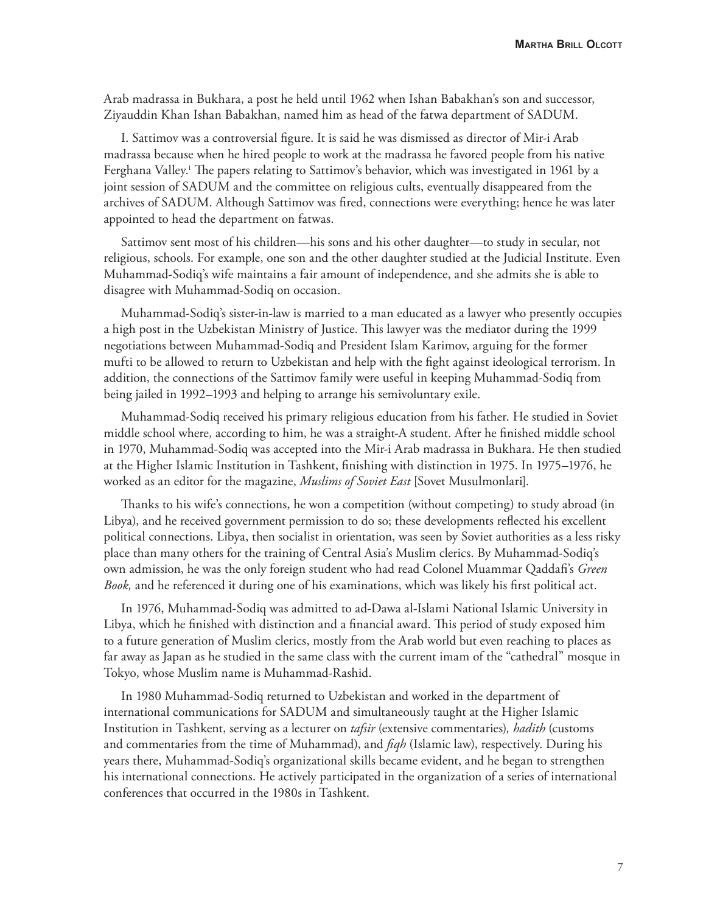Arab madrassa in Bukhara, a post he held until 1962 when Ishan Babakhan's son and successor, Ziyauddin Khan Ishan Babakhan, named him as head of the fatwa department of SADUM.

I. Sattimov was a controversial figure. It is said he was dismissed as director of Mir-i Arab madrassa because when he hired people to work at the madrassa he favored people from his native Ferghana Valley.[1] The papers relating to Sattimov's behavior, which was investigated in 1961 by a joint session of SADUM and the committee on religious cults, eventually disappeared from the archives of SADUM. Although Sattimov was fired, connections were everything; hence he was later appointed to head the department on fatwas.

Sattimov sent most of his children—his sons and his other daughter—to study in secular, not religious, schools. For example, one son and the other daughter studied at the Judicial Institute. Even Muhammad-Sodiq's wife maintains a fair amount of independence, and she admits she is able to disagree with Muhammad-Sodiq on occasion.

Muhammad-Sodiq's sister-in-law is married to a man educated as a lawyer who presently occupies a high post in the Uzbekistan Ministry of Justice. This lawyer was the mediator during the 1999 negotiations between Muhammad-Sodiq and President Islam Karimov, arguing for the former mufti to be allowed to return to Uzbekistan and help with the fight against ideological terrorism. In addition, the connections of the Sattimov family were useful in keeping Muhammad-Sodiq from being jailed in 1992–1993 and helping to arrange his semivoluntary exile.

Muhammad-Sodiq received his primary religious education from his father. He studied in Soviet middle school where, according to him, he was a straight-A student. After he finished middle school in 1970, Muhammad-Sodiq was accepted into the Mir-i Arab madrassa in Bukhara. He then studied at the Higher Islamic Institution in Tashkent, finishing with distinction in 1975. In 1975–1976, he worked as an editor for the magazine, *Muslims of Soviet East* [Sovet Musulmonlari].

Thanks to his wife's connections, he won a competition (without competing) to study abroad (in Libya), and he received government permission to do so; these developments reflected his excellent political connections. Libya, then socialist in orientation, was seen by Soviet authorities as a less risky place than many others for the training of Central Asia's Muslim clerics. By Muhammad-Sodiq's own admission, he was the only foreign student who had read Colonel Muammar Qaddafi's *Green Book,* and he referenced it during one of his examinations, which was likely his first political act.

In 1976, Muhammad-Sodiq was admitted to ad-Dawa al-Islami National Islamic University in Libya, which he finished with distinction and a financial award. This period of study exposed him to a future generation of Muslim clerics, mostly from the Arab world but even reaching to places as far away as Japan as he studied in the same class with the current imam of the "cathedral" mosque in Tokyo, whose Muslim name is Muhammad-Rashid.

In 1980 Muhammad-Sodiq returned to Uzbekistan and worked in the department of international communications for SADUM and simultaneously taught at the Higher Islamic Institution in Tashkent, serving as a lecturer on *tafsir* (extensive commentaries)*, hadith* (customs and commentaries from the time of Muhammad), and *fiqh* (Islamic law), respectively. During his years there, Muhammad-Sodiq's organizational skills became evident, and he began to strengthen his international connections. He actively participated in the organization of a series of international conferences that occurred in the 1980s in Tashkent.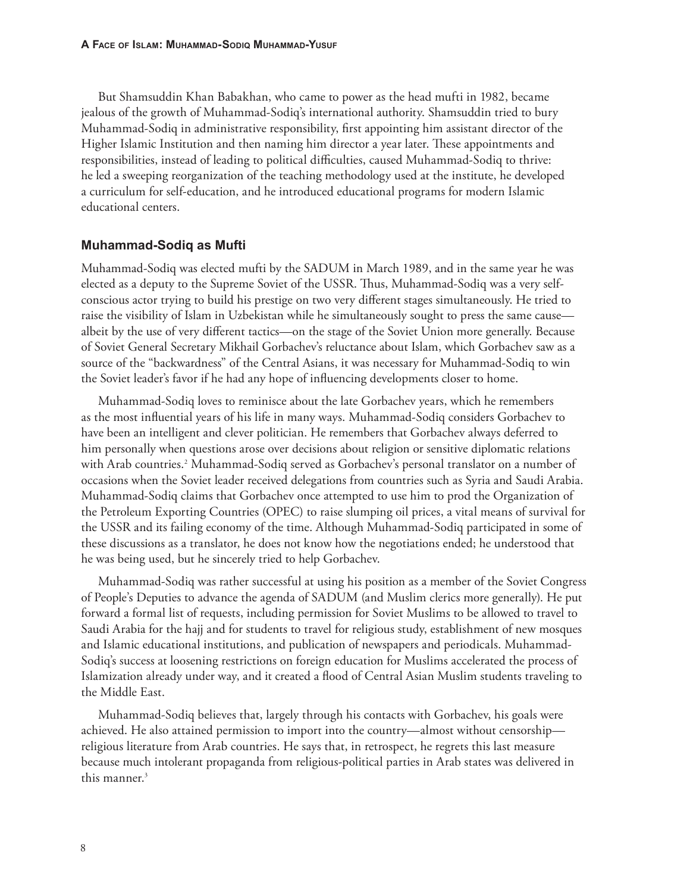But Shamsuddin Khan Babakhan, who came to power as the head mufti in 1982, became jealous of the growth of Muhammad-Sodiq's international authority. Shamsuddin tried to bury Muhammad-Sodiq in administrative responsibility, first appointing him assistant director of the Higher Islamic Institution and then naming him director a year later. These appointments and responsibilities, instead of leading to political difficulties, caused Muhammad-Sodiq to thrive: he led a sweeping reorganization of the teaching methodology used at the institute, he developed a curriculum for self-education, and he introduced educational programs for modern Islamic educational centers.

### Muhammad-Sodiq as Mufti

Muhammad-Sodiq was elected mufti by the SADUM in March 1989, and in the same year he was elected as a deputy to the Supreme Soviet of the USSR. Thus, Muhammad-Sodiq was a very self-conscious actor trying to build his prestige on two very different stages simultaneously. He tried to raise the visibility of Islam in Uzbekistan while he simultaneously sought to press the same cause—albeit by the use of very different tactics—on the stage of the Soviet Union more generally. Because of Soviet General Secretary Mikhail Gorbachev's reluctance about Islam, which Gorbachev saw as a source of the "backwardness" of the Central Asians, it was necessary for Muhammad-Sodiq to win the Soviet leader's favor if he had any hope of influencing developments closer to home.

Muhammad-Sodiq loves to reminisce about the late Gorbachev years, which he remembers as the most influential years of his life in many ways. Muhammad-Sodiq considers Gorbachev to have been an intelligent and clever politician. He remembers that Gorbachev always deferred to him personally when questions arose over decisions about religion or sensitive diplomatic relations with Arab countries.[2] Muhammad-Sodiq served as Gorbachev's personal translator on a number of occasions when the Soviet leader received delegations from countries such as Syria and Saudi Arabia. Muhammad-Sodiq claims that Gorbachev once attempted to use him to prod the Organization of the Petroleum Exporting Countries (OPEC) to raise slumping oil prices, a vital means of survival for the USSR and its failing economy of the time. Although Muhammad-Sodiq participated in some of these discussions as a translator, he does not know how the negotiations ended; he understood that he was being used, but he sincerely tried to help Gorbachev.

Muhammad-Sodiq was rather successful at using his position as a member of the Soviet Congress of People's Deputies to advance the agenda of SADUM (and Muslim clerics more generally). He put forward a formal list of requests, including permission for Soviet Muslims to be allowed to travel to Saudi Arabia for the hajj and for students to travel for religious study, establishment of new mosques and Islamic educational institutions, and publication of newspapers and periodicals. Muhammad-Sodiq's success at loosening restrictions on foreign education for Muslims accelerated the process of Islamization already under way, and it created a flood of Central Asian Muslim students traveling to the Middle East.

Muhammad-Sodiq believes that, largely through his contacts with Gorbachev, his goals were achieved. He also attained permission to import into the country—almost without censorship—religious literature from Arab countries. He says that, in retrospect, he regrets this last measure because much intolerant propaganda from religious-political parties in Arab states was delivered in this manner.[3]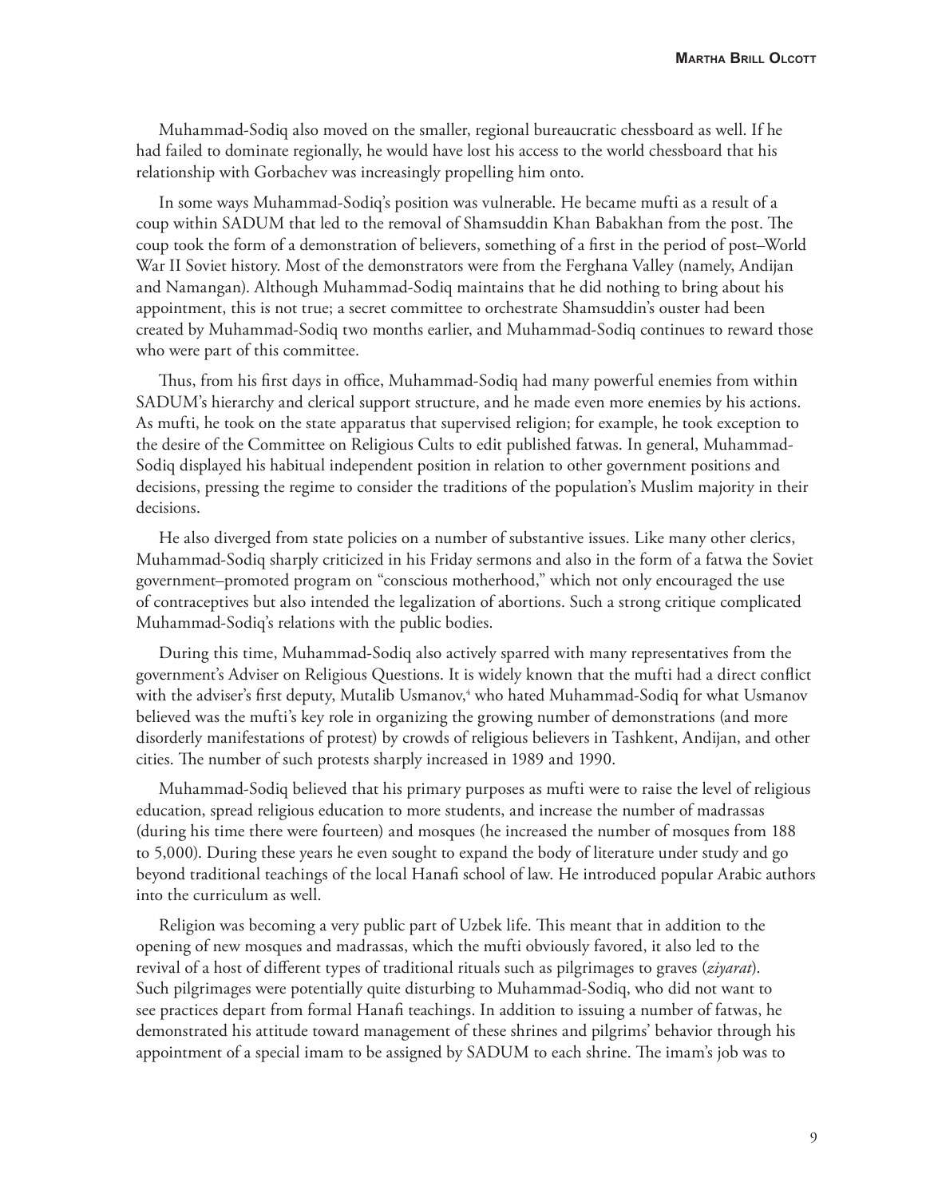Muhammad-Sodiq also moved on the smaller, regional bureaucratic chessboard as well. If he had failed to dominate regionally, he would have lost his access to the world chessboard that his relationship with Gorbachev was increasingly propelling him onto.

In some ways Muhammad-Sodiq's position was vulnerable. He became mufti as a result of a coup within SADUM that led to the removal of Shamsuddin Khan Babakhan from the post. The coup took the form of a demonstration of believers, something of a first in the period of post–World War II Soviet history. Most of the demonstrators were from the Ferghana Valley (namely, Andijan and Namangan). Although Muhammad-Sodiq maintains that he did nothing to bring about his appointment, this is not true; a secret committee to orchestrate Shamsuddin's ouster had been created by Muhammad-Sodiq two months earlier, and Muhammad-Sodiq continues to reward those who were part of this committee.

Thus, from his first days in office, Muhammad-Sodiq had many powerful enemies from within SADUM's hierarchy and clerical support structure, and he made even more enemies by his actions. As mufti, he took on the state apparatus that supervised religion; for example, he took exception to the desire of the Committee on Religious Cults to edit published fatwas. In general, Muhammad-Sodiq displayed his habitual independent position in relation to other government positions and decisions, pressing the regime to consider the traditions of the population's Muslim majority in their decisions.

He also diverged from state policies on a number of substantive issues. Like many other clerics, Muhammad-Sodiq sharply criticized in his Friday sermons and also in the form of a fatwa the Soviet government–promoted program on "conscious motherhood," which not only encouraged the use of contraceptives but also intended the legalization of abortions. Such a strong critique complicated Muhammad-Sodiq's relations with the public bodies.

During this time, Muhammad-Sodiq also actively sparred with many representatives from the government's Adviser on Religious Questions. It is widely known that the mufti had a direct conflict with the adviser's first deputy, Mutalib Usmanov,[4] who hated Muhammad-Sodiq for what Usmanov believed was the mufti's key role in organizing the growing number of demonstrations (and more disorderly manifestations of protest) by crowds of religious believers in Tashkent, Andijan, and other cities. The number of such protests sharply increased in 1989 and 1990.

Muhammad-Sodiq believed that his primary purposes as mufti were to raise the level of religious education, spread religious education to more students, and increase the number of madrassas (during his time there were fourteen) and mosques (he increased the number of mosques from 188 to 5,000). During these years he even sought to expand the body of literature under study and go beyond traditional teachings of the local Hanafi school of law. He introduced popular Arabic authors into the curriculum as well.

Religion was becoming a very public part of Uzbek life. This meant that in addition to the opening of new mosques and madrassas, which the mufti obviously favored, it also led to the revival of a host of different types of traditional rituals such as pilgrimages to graves (*ziyarat*). Such pilgrimages were potentially quite disturbing to Muhammad-Sodiq, who did not want to see practices depart from formal Hanafi teachings. In addition to issuing a number of fatwas, he demonstrated his attitude toward management of these shrines and pilgrims' behavior through his appointment of a special imam to be assigned by SADUM to each shrine. The imam's job was to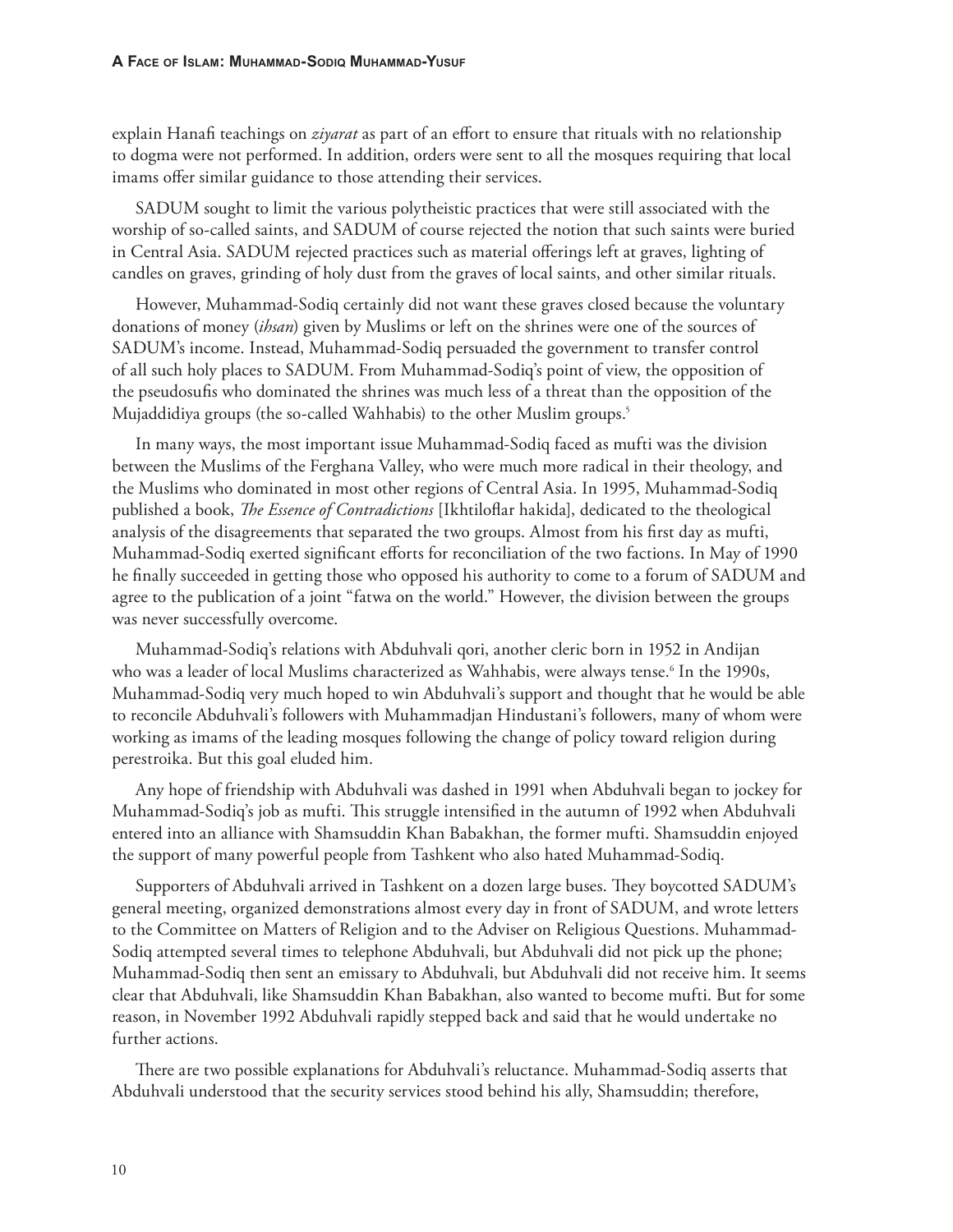explain Hanafi teachings on *ziyarat* as part of an effort to ensure that rituals with no relationship to dogma were not performed. In addition, orders were sent to all the mosques requiring that local imams offer similar guidance to those attending their services.

SADUM sought to limit the various polytheistic practices that were still associated with the worship of so-called saints, and SADUM of course rejected the notion that such saints were buried in Central Asia. SADUM rejected practices such as material offerings left at graves, lighting of candles on graves, grinding of holy dust from the graves of local saints, and other similar rituals.

However, Muhammad-Sodiq certainly did not want these graves closed because the voluntary donations of money (*ihsan*) given by Muslims or left on the shrines were one of the sources of SADUM's income. Instead, Muhammad-Sodiq persuaded the government to transfer control of all such holy places to SADUM. From Muhammad-Sodiq's point of view, the opposition of the pseudosufis who dominated the shrines was much less of a threat than the opposition of the Mujaddidiya groups (the so-called Wahhabis) to the other Muslim groups.[5]

In many ways, the most important issue Muhammad-Sodiq faced as mufti was the division between the Muslims of the Ferghana Valley, who were much more radical in their theology, and the Muslims who dominated in most other regions of Central Asia. In 1995, Muhammad-Sodiq published a book, *The Essence of Contradictions* [Ikhtiloflar hakida], dedicated to the theological analysis of the disagreements that separated the two groups. Almost from his first day as mufti, Muhammad-Sodiq exerted significant efforts for reconciliation of the two factions. In May of 1990 he finally succeeded in getting those who opposed his authority to come to a forum of SADUM and agree to the publication of a joint "fatwa on the world." However, the division between the groups was never successfully overcome.

Muhammad-Sodiq's relations with Abduhvali qori, another cleric born in 1952 in Andijan who was a leader of local Muslims characterized as Wahhabis, were always tense.[6] In the 1990s, Muhammad-Sodiq very much hoped to win Abduhvali's support and thought that he would be able to reconcile Abduhvali's followers with Muhammadjan Hindustani's followers, many of whom were working as imams of the leading mosques following the change of policy toward religion during perestroika. But this goal eluded him.

Any hope of friendship with Abduhvali was dashed in 1991 when Abduhvali began to jockey for Muhammad-Sodiq's job as mufti. This struggle intensified in the autumn of 1992 when Abduhvali entered into an alliance with Shamsuddin Khan Babakhan, the former mufti. Shamsuddin enjoyed the support of many powerful people from Tashkent who also hated Muhammad-Sodiq.

Supporters of Abduhvali arrived in Tashkent on a dozen large buses. They boycotted SADUM's general meeting, organized demonstrations almost every day in front of SADUM, and wrote letters to the Committee on Matters of Religion and to the Adviser on Religious Questions. Muhammad-Sodiq attempted several times to telephone Abduhvali, but Abduhvali did not pick up the phone; Muhammad-Sodiq then sent an emissary to Abduhvali, but Abduhvali did not receive him. It seems clear that Abduhvali, like Shamsuddin Khan Babakhan, also wanted to become mufti. But for some reason, in November 1992 Abduhvali rapidly stepped back and said that he would undertake no further actions.

There are two possible explanations for Abduhvali's reluctance. Muhammad-Sodiq asserts that Abduhvali understood that the security services stood behind his ally, Shamsuddin; therefore,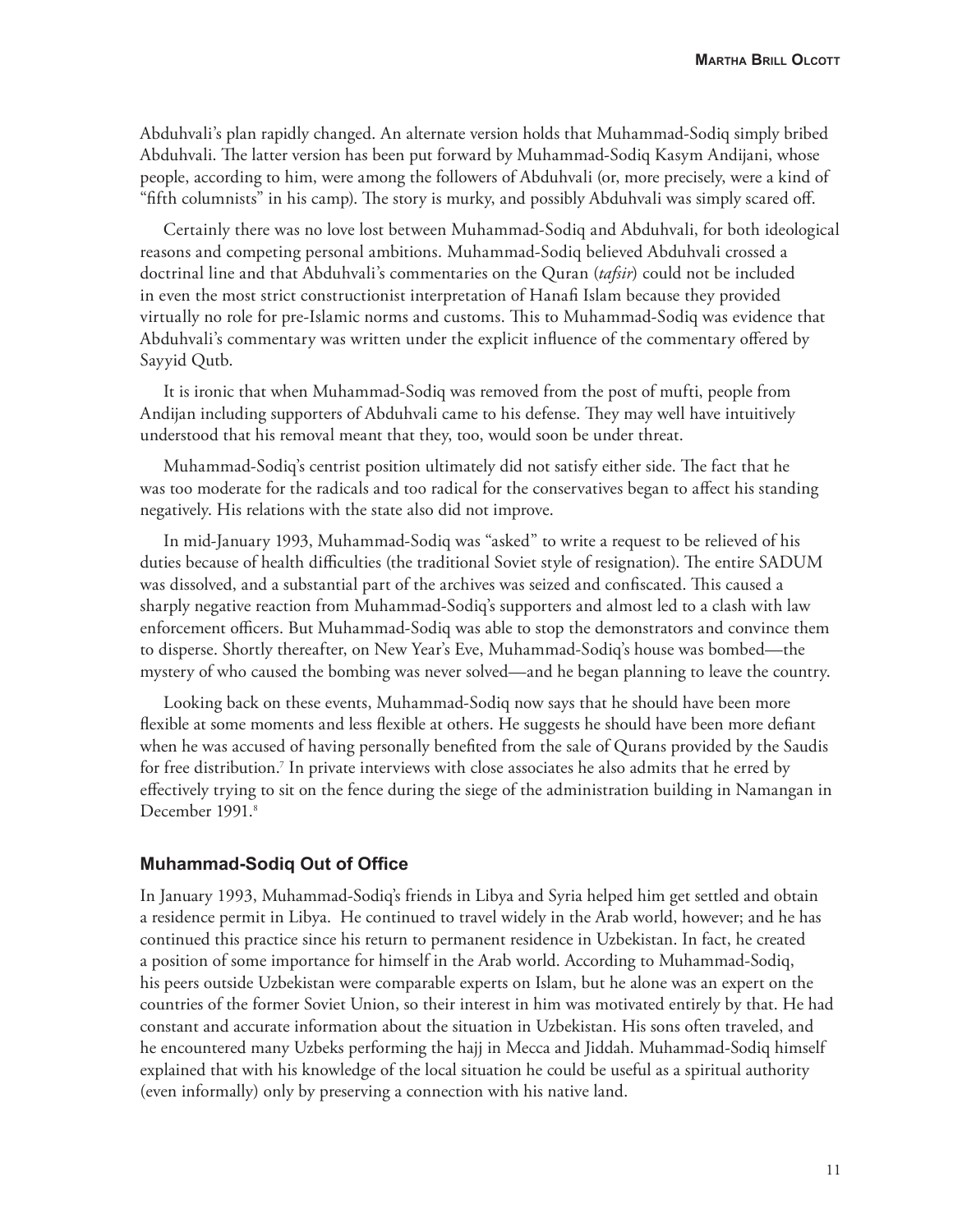Abduhvali's plan rapidly changed. An alternate version holds that Muhammad-Sodiq simply bribed Abduhvali. The latter version has been put forward by Muhammad-Sodiq Kasym Andijani, whose people, according to him, were among the followers of Abduhvali (or, more precisely, were a kind of "fifth columnists" in his camp). The story is murky, and possibly Abduhvali was simply scared off.

Certainly there was no love lost between Muhammad-Sodiq and Abduhvali, for both ideological reasons and competing personal ambitions. Muhammad-Sodiq believed Abduhvali crossed a doctrinal line and that Abduhvali's commentaries on the Quran (*tafsir*) could not be included in even the most strict constructionist interpretation of Hanafi Islam because they provided virtually no role for pre-Islamic norms and customs. This to Muhammad-Sodiq was evidence that Abduhvali's commentary was written under the explicit influence of the commentary offered by Sayyid Qutb.

It is ironic that when Muhammad-Sodiq was removed from the post of mufti, people from Andijan including supporters of Abduhvali came to his defense. They may well have intuitively understood that his removal meant that they, too, would soon be under threat.

Muhammad-Sodiq's centrist position ultimately did not satisfy either side. The fact that he was too moderate for the radicals and too radical for the conservatives began to affect his standing negatively. His relations with the state also did not improve.

In mid-January 1993, Muhammad-Sodiq was "asked" to write a request to be relieved of his duties because of health difficulties (the traditional Soviet style of resignation). The entire SADUM was dissolved, and a substantial part of the archives was seized and confiscated. This caused a sharply negative reaction from Muhammad-Sodiq's supporters and almost led to a clash with law enforcement officers. But Muhammad-Sodiq was able to stop the demonstrators and convince them to disperse. Shortly thereafter, on New Year's Eve, Muhammad-Sodiq's house was bombed—the mystery of who caused the bombing was never solved—and he began planning to leave the country.

Looking back on these events, Muhammad-Sodiq now says that he should have been more flexible at some moments and less flexible at others. He suggests he should have been more defiant when he was accused of having personally benefited from the sale of Qurans provided by the Saudis for free distribution.[7] In private interviews with close associates he also admits that he erred by effectively trying to sit on the fence during the siege of the administration building in Namangan in December 1991.[8]

### Muhammad-Sodiq Out of Office

In January 1993, Muhammad-Sodiq's friends in Libya and Syria helped him get settled and obtain a residence permit in Libya. He continued to travel widely in the Arab world, however; and he has continued this practice since his return to permanent residence in Uzbekistan. In fact, he created a position of some importance for himself in the Arab world. According to Muhammad-Sodiq, his peers outside Uzbekistan were comparable experts on Islam, but he alone was an expert on the countries of the former Soviet Union, so their interest in him was motivated entirely by that. He had constant and accurate information about the situation in Uzbekistan. His sons often traveled, and he encountered many Uzbeks performing the hajj in Mecca and Jiddah. Muhammad-Sodiq himself explained that with his knowledge of the local situation he could be useful as a spiritual authority (even informally) only by preserving a connection with his native land.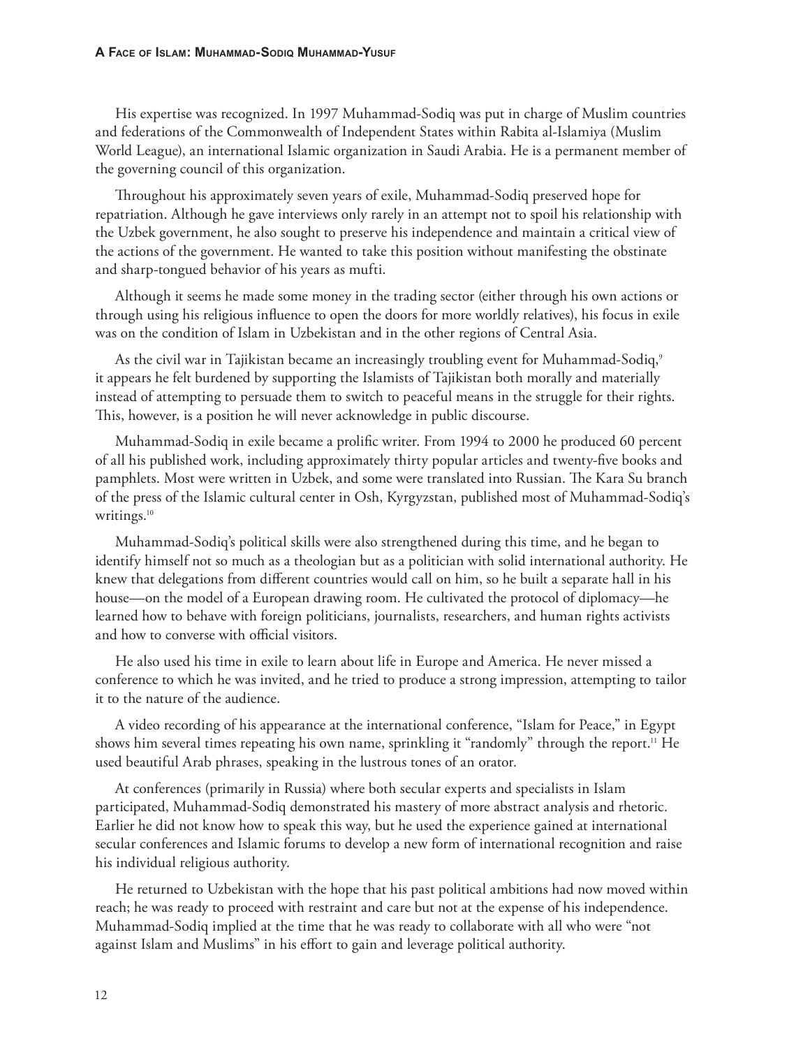His expertise was recognized. In 1997 Muhammad-Sodiq was put in charge of Muslim countries and federations of the Commonwealth of Independent States within Rabita al-Islamiya (Muslim World League), an international Islamic organization in Saudi Arabia. He is a permanent member of the governing council of this organization.

Throughout his approximately seven years of exile, Muhammad-Sodiq preserved hope for repatriation. Although he gave interviews only rarely in an attempt not to spoil his relationship with the Uzbek government, he also sought to preserve his independence and maintain a critical view of the actions of the government. He wanted to take this position without manifesting the obstinate and sharp-tongued behavior of his years as mufti.

Although it seems he made some money in the trading sector (either through his own actions or through using his religious influence to open the doors for more worldly relatives), his focus in exile was on the condition of Islam in Uzbekistan and in the other regions of Central Asia.

As the civil war in Tajikistan became an increasingly troubling event for Muhammad-Sodiq,[9] it appears he felt burdened by supporting the Islamists of Tajikistan both morally and materially instead of attempting to persuade them to switch to peaceful means in the struggle for their rights. This, however, is a position he will never acknowledge in public discourse.

Muhammad-Sodiq in exile became a prolific writer. From 1994 to 2000 he produced 60 percent of all his published work, including approximately thirty popular articles and twenty-five books and pamphlets. Most were written in Uzbek, and some were translated into Russian. The Kara Su branch of the press of the Islamic cultural center in Osh, Kyrgyzstan, published most of Muhammad-Sodiq's writings.[10]

Muhammad-Sodiq's political skills were also strengthened during this time, and he began to identify himself not so much as a theologian but as a politician with solid international authority. He knew that delegations from different countries would call on him, so he built a separate hall in his house—on the model of a European drawing room. He cultivated the protocol of diplomacy—he learned how to behave with foreign politicians, journalists, researchers, and human rights activists and how to converse with official visitors.

He also used his time in exile to learn about life in Europe and America. He never missed a conference to which he was invited, and he tried to produce a strong impression, attempting to tailor it to the nature of the audience.

A video recording of his appearance at the international conference, "Islam for Peace," in Egypt shows him several times repeating his own name, sprinkling it "randomly" through the report.[11] He used beautiful Arab phrases, speaking in the lustrous tones of an orator.

At conferences (primarily in Russia) where both secular experts and specialists in Islam participated, Muhammad-Sodiq demonstrated his mastery of more abstract analysis and rhetoric. Earlier he did not know how to speak this way, but he used the experience gained at international secular conferences and Islamic forums to develop a new form of international recognition and raise his individual religious authority.

He returned to Uzbekistan with the hope that his past political ambitions had now moved within reach; he was ready to proceed with restraint and care but not at the expense of his independence. Muhammad-Sodiq implied at the time that he was ready to collaborate with all who were "not against Islam and Muslims" in his effort to gain and leverage political authority.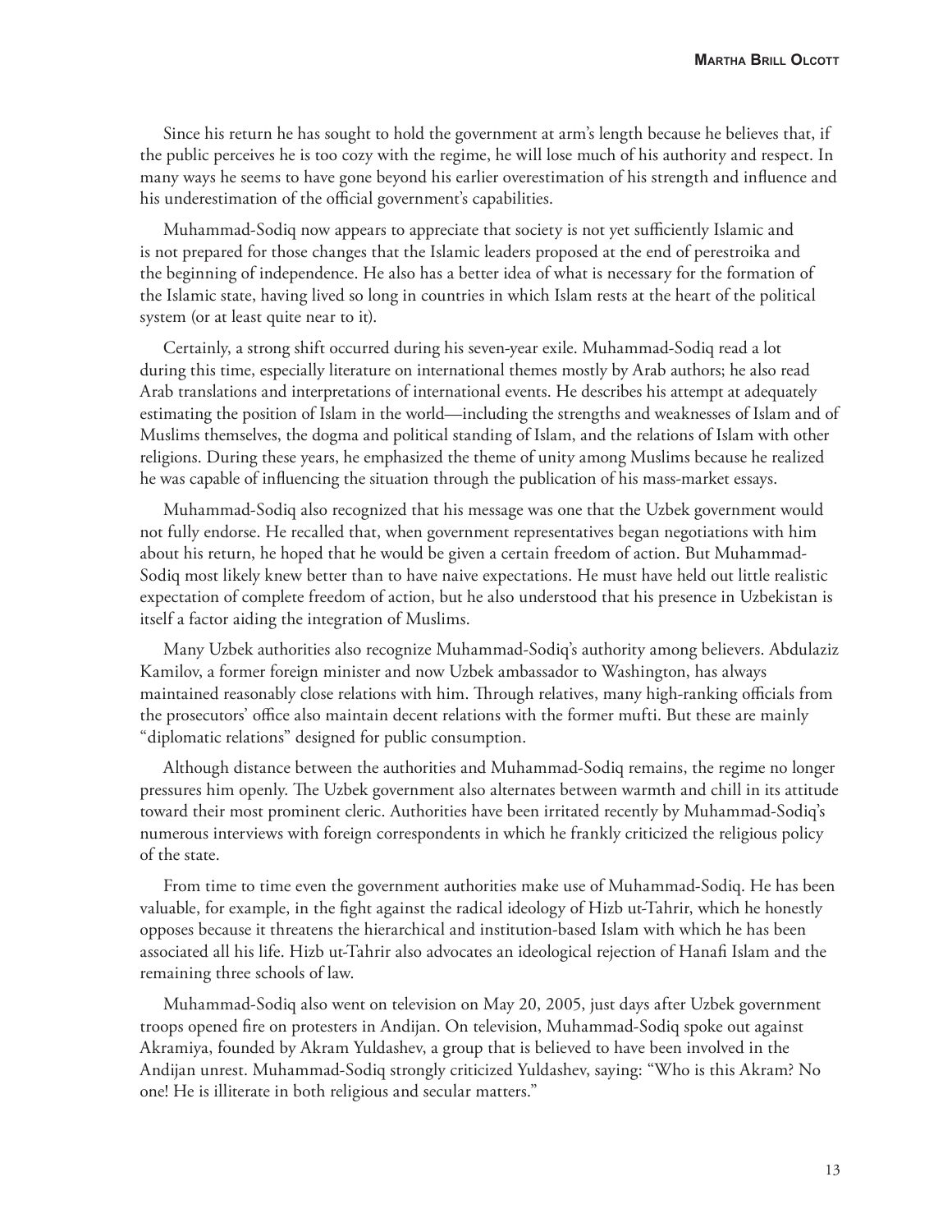Since his return he has sought to hold the government at arm's length because he believes that, if the public perceives he is too cozy with the regime, he will lose much of his authority and respect. In many ways he seems to have gone beyond his earlier overestimation of his strength and influence and his underestimation of the official government's capabilities.

Muhammad-Sodiq now appears to appreciate that society is not yet sufficiently Islamic and is not prepared for those changes that the Islamic leaders proposed at the end of perestroika and the beginning of independence. He also has a better idea of what is necessary for the formation of the Islamic state, having lived so long in countries in which Islam rests at the heart of the political system (or at least quite near to it).

Certainly, a strong shift occurred during his seven-year exile. Muhammad-Sodiq read a lot during this time, especially literature on international themes mostly by Arab authors; he also read Arab translations and interpretations of international events. He describes his attempt at adequately estimating the position of Islam in the world—including the strengths and weaknesses of Islam and of Muslims themselves, the dogma and political standing of Islam, and the relations of Islam with other religions. During these years, he emphasized the theme of unity among Muslims because he realized he was capable of influencing the situation through the publication of his mass-market essays.

Muhammad-Sodiq also recognized that his message was one that the Uzbek government would not fully endorse. He recalled that, when government representatives began negotiations with him about his return, he hoped that he would be given a certain freedom of action. But Muhammad-Sodiq most likely knew better than to have naive expectations. He must have held out little realistic expectation of complete freedom of action, but he also understood that his presence in Uzbekistan is itself a factor aiding the integration of Muslims.

Many Uzbek authorities also recognize Muhammad-Sodiq's authority among believers. Abdulaziz Kamilov, a former foreign minister and now Uzbek ambassador to Washington, has always maintained reasonably close relations with him. Through relatives, many high-ranking officials from the prosecutors' office also maintain decent relations with the former mufti. But these are mainly "diplomatic relations" designed for public consumption.

Although distance between the authorities and Muhammad-Sodiq remains, the regime no longer pressures him openly. The Uzbek government also alternates between warmth and chill in its attitude toward their most prominent cleric. Authorities have been irritated recently by Muhammad-Sodiq's numerous interviews with foreign correspondents in which he frankly criticized the religious policy of the state.

From time to time even the government authorities make use of Muhammad-Sodiq. He has been valuable, for example, in the fight against the radical ideology of Hizb ut-Tahrir, which he honestly opposes because it threatens the hierarchical and institution-based Islam with which he has been associated all his life. Hizb ut-Tahrir also advocates an ideological rejection of Hanafi Islam and the remaining three schools of law.

Muhammad-Sodiq also went on television on May 20, 2005, just days after Uzbek government troops opened fire on protesters in Andijan. On television, Muhammad-Sodiq spoke out against Akramiya, founded by Akram Yuldashev, a group that is believed to have been involved in the Andijan unrest. Muhammad-Sodiq strongly criticized Yuldashev, saying: "Who is this Akram? No one! He is illiterate in both religious and secular matters."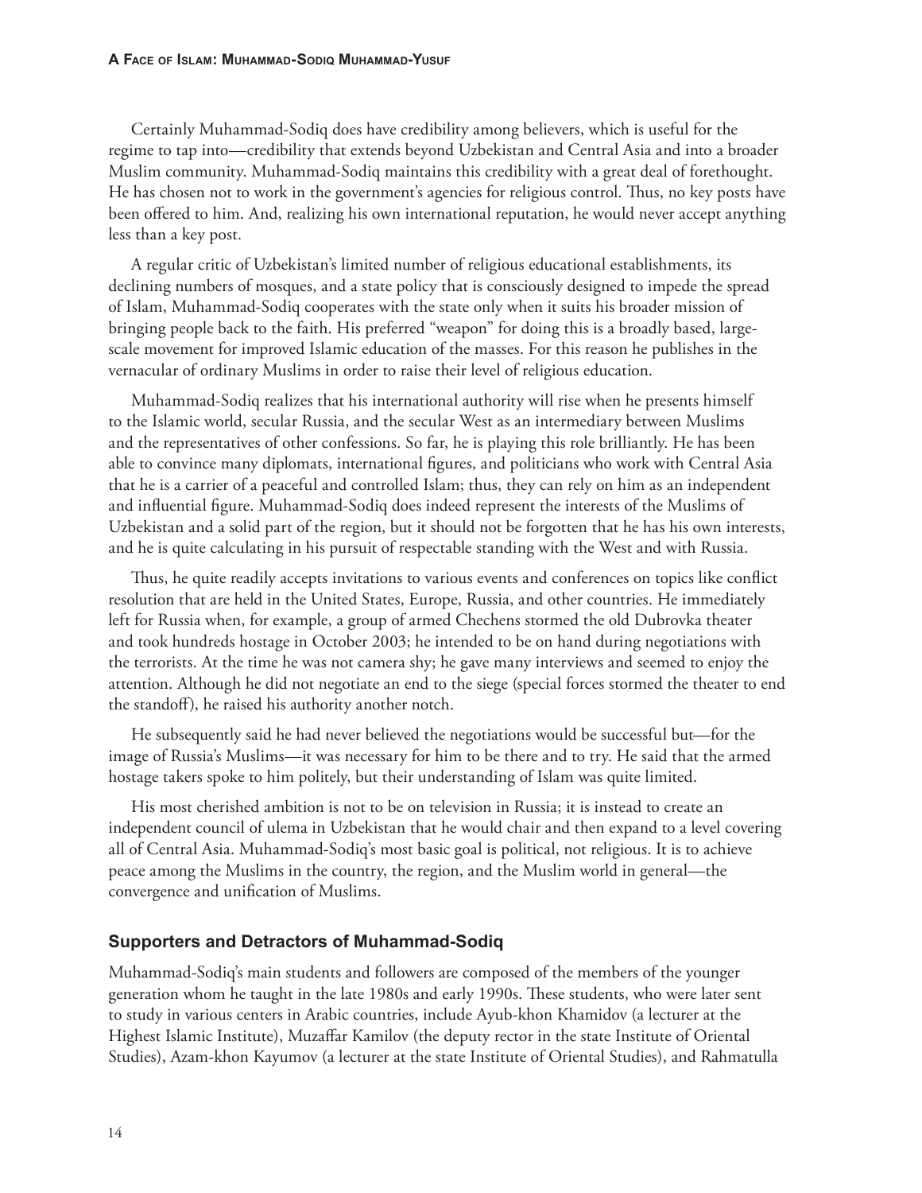Certainly Muhammad-Sodiq does have credibility among believers, which is useful for the regime to tap into—credibility that extends beyond Uzbekistan and Central Asia and into a broader Muslim community. Muhammad-Sodiq maintains this credibility with a great deal of forethought. He has chosen not to work in the government's agencies for religious control. Thus, no key posts have been offered to him. And, realizing his own international reputation, he would never accept anything less than a key post.

A regular critic of Uzbekistan's limited number of religious educational establishments, its declining numbers of mosques, and a state policy that is consciously designed to impede the spread of Islam, Muhammad-Sodiq cooperates with the state only when it suits his broader mission of bringing people back to the faith. His preferred "weapon" for doing this is a broadly based, large-scale movement for improved Islamic education of the masses. For this reason he publishes in the vernacular of ordinary Muslims in order to raise their level of religious education.

Muhammad-Sodiq realizes that his international authority will rise when he presents himself to the Islamic world, secular Russia, and the secular West as an intermediary between Muslims and the representatives of other confessions. So far, he is playing this role brilliantly. He has been able to convince many diplomats, international figures, and politicians who work with Central Asia that he is a carrier of a peaceful and controlled Islam; thus, they can rely on him as an independent and influential figure. Muhammad-Sodiq does indeed represent the interests of the Muslims of Uzbekistan and a solid part of the region, but it should not be forgotten that he has his own interests, and he is quite calculating in his pursuit of respectable standing with the West and with Russia.

Thus, he quite readily accepts invitations to various events and conferences on topics like conflict resolution that are held in the United States, Europe, Russia, and other countries. He immediately left for Russia when, for example, a group of armed Chechens stormed the old Dubrovka theater and took hundreds hostage in October 2003; he intended to be on hand during negotiations with the terrorists. At the time he was not camera shy; he gave many interviews and seemed to enjoy the attention. Although he did not negotiate an end to the siege (special forces stormed the theater to end the standoff), he raised his authority another notch.

He subsequently said he had never believed the negotiations would be successful but—for the image of Russia's Muslims—it was necessary for him to be there and to try. He said that the armed hostage takers spoke to him politely, but their understanding of Islam was quite limited.

His most cherished ambition is not to be on television in Russia; it is instead to create an independent council of ulema in Uzbekistan that he would chair and then expand to a level covering all of Central Asia. Muhammad-Sodiq's most basic goal is political, not religious. It is to achieve peace among the Muslims in the country, the region, and the Muslim world in general—the convergence and unification of Muslims.

### Supporters and Detractors of Muhammad-Sodiq

Muhammad-Sodiq's main students and followers are composed of the members of the younger generation whom he taught in the late 1980s and early 1990s. These students, who were later sent to study in various centers in Arabic countries, include Ayub-khon Khamidov (a lecturer at the Highest Islamic Institute), Muzaffar Kamilov (the deputy rector in the state Institute of Oriental Studies), Azam-khon Kayumov (a lecturer at the state Institute of Oriental Studies), and Rahmatulla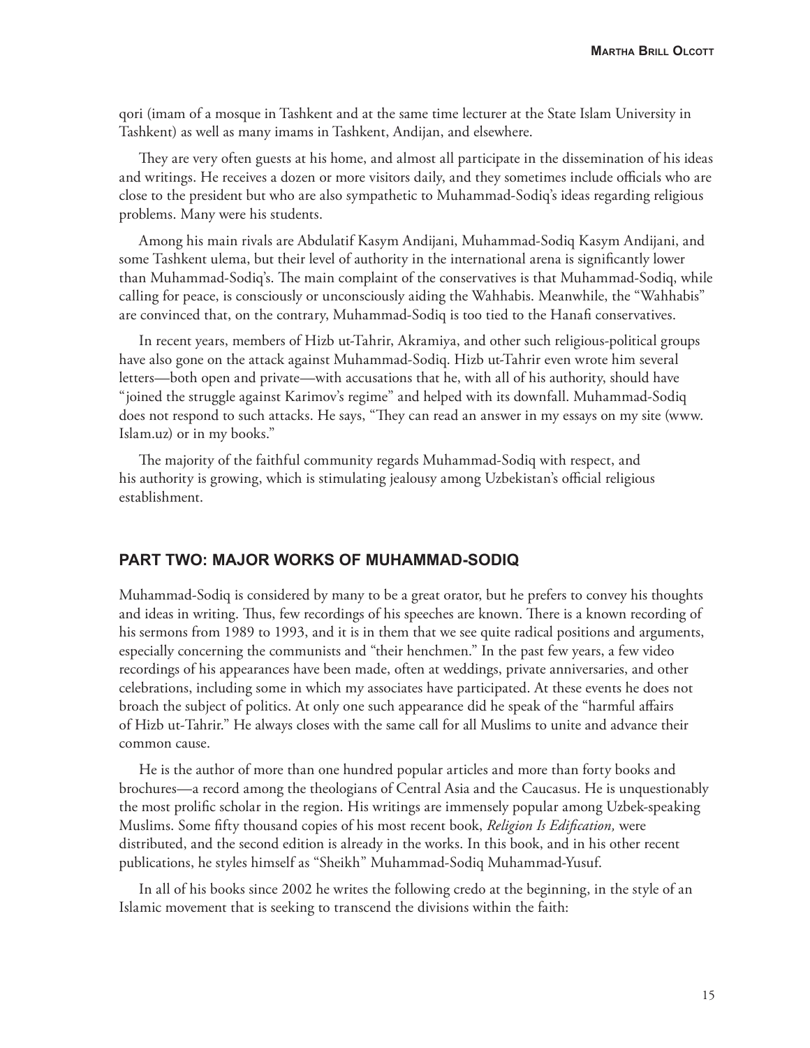qori (imam of a mosque in Tashkent and at the same time lecturer at the State Islam University in Tashkent) as well as many imams in Tashkent, Andijan, and elsewhere.

They are very often guests at his home, and almost all participate in the dissemination of his ideas and writings. He receives a dozen or more visitors daily, and they sometimes include officials who are close to the president but who are also sympathetic to Muhammad-Sodiq's ideas regarding religious problems. Many were his students.

Among his main rivals are Abdulatif Kasym Andijani, Muhammad-Sodiq Kasym Andijani, and some Tashkent ulema, but their level of authority in the international arena is significantly lower than Muhammad-Sodiq's. The main complaint of the conservatives is that Muhammad-Sodiq, while calling for peace, is consciously or unconsciously aiding the Wahhabis. Meanwhile, the "Wahhabis" are convinced that, on the contrary, Muhammad-Sodiq is too tied to the Hanafi conservatives.

In recent years, members of Hizb ut-Tahrir, Akramiya, and other such religious-political groups have also gone on the attack against Muhammad-Sodiq. Hizb ut-Tahrir even wrote him several letters—both open and private—with accusations that he, with all of his authority, should have "joined the struggle against Karimov's regime" and helped with its downfall. Muhammad-Sodiq does not respond to such attacks. He says, "They can read an answer in my essays on my site (www.Islam.uz) or in my books."

The majority of the faithful community regards Muhammad-Sodiq with respect, and his authority is growing, which is stimulating jealousy among Uzbekistan's official religious establishment.

## PART TWO: MAJOR WORKS OF MUHAMMAD-SODIQ

Muhammad-Sodiq is considered by many to be a great orator, but he prefers to convey his thoughts and ideas in writing. Thus, few recordings of his speeches are known. There is a known recording of his sermons from 1989 to 1993, and it is in them that we see quite radical positions and arguments, especially concerning the communists and "their henchmen." In the past few years, a few video recordings of his appearances have been made, often at weddings, private anniversaries, and other celebrations, including some in which my associates have participated. At these events he does not broach the subject of politics. At only one such appearance did he speak of the "harmful affairs of Hizb ut-Tahrir." He always closes with the same call for all Muslims to unite and advance their common cause.

He is the author of more than one hundred popular articles and more than forty books and brochures—a record among the theologians of Central Asia and the Caucasus. He is unquestionably the most prolific scholar in the region. His writings are immensely popular among Uzbek-speaking Muslims. Some fifty thousand copies of his most recent book, *Religion Is Edification,* were distributed, and the second edition is already in the works. In this book, and in his other recent publications, he styles himself as "Sheikh" Muhammad-Sodiq Muhammad-Yusuf.

In all of his books since 2002 he writes the following credo at the beginning, in the style of an Islamic movement that is seeking to transcend the divisions within the faith: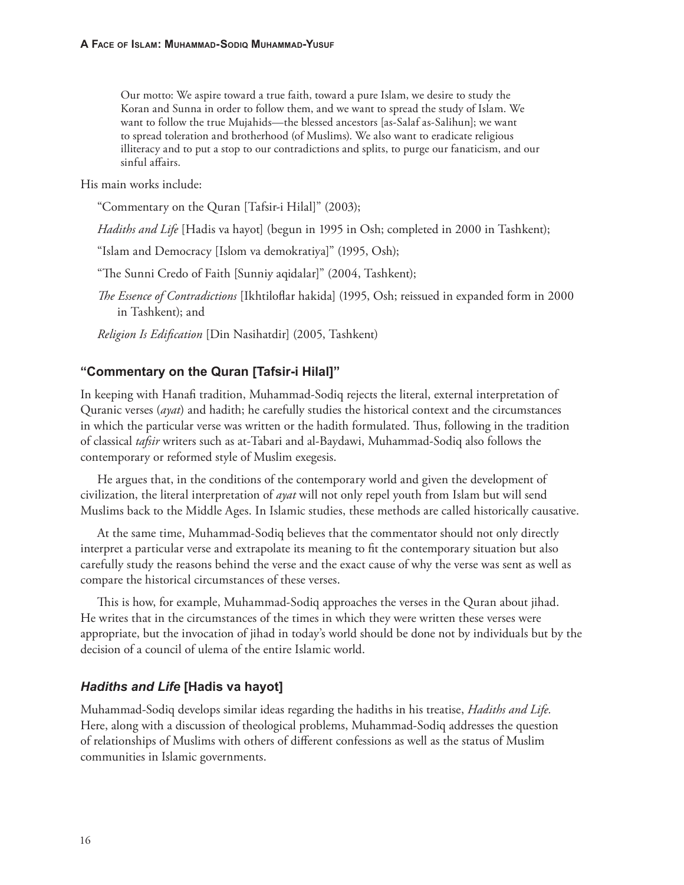> Our motto: We aspire toward a true faith, toward a pure Islam, we desire to study the Koran and Sunna in order to follow them, and we want to spread the study of Islam. We want to follow the true Mujahids—the blessed ancestors [as-Salaf as-Salihun]; we want to spread toleration and brotherhood (of Muslims). We also want to eradicate religious illiteracy and to put a stop to our contradictions and splits, to purge our fanaticism, and our sinful affairs.

His main works include:

"Commentary on the Quran [Tafsir-i Hilal]" (2003);

*Hadiths and Life* [Hadis va hayot] (begun in 1995 in Osh; completed in 2000 in Tashkent);

"Islam and Democracy [Islom va demokratiya]" (1995, Osh);

"The Sunni Credo of Faith [Sunniy aqidalar]" (2004, Tashkent);

*The Essence of Contradictions* [Ikhtiloflar hakida] (1995, Osh; reissued in expanded form in 2000 in Tashkent); and

*Religion Is Edification* [Din Nasihatdir] (2005, Tashkent)

### "Commentary on the Quran [Tafsir-i Hilal]"

In keeping with Hanafi tradition, Muhammad-Sodiq rejects the literal, external interpretation of Quranic verses (*ayat*) and hadith; he carefully studies the historical context and the circumstances in which the particular verse was written or the hadith formulated. Thus, following in the tradition of classical *tafsir* writers such as at-Tabari and al-Baydawi, Muhammad-Sodiq also follows the contemporary or reformed style of Muslim exegesis.

He argues that, in the conditions of the contemporary world and given the development of civilization, the literal interpretation of *ayat* will not only repel youth from Islam but will send Muslims back to the Middle Ages. In Islamic studies, these methods are called historically causative.

At the same time, Muhammad-Sodiq believes that the commentator should not only directly interpret a particular verse and extrapolate its meaning to fit the contemporary situation but also carefully study the reasons behind the verse and the exact cause of why the verse was sent as well as compare the historical circumstances of these verses.

This is how, for example, Muhammad-Sodiq approaches the verses in the Quran about jihad. He writes that in the circumstances of the times in which they were written these verses were appropriate, but the invocation of jihad in today's world should be done not by individuals but by the decision of a council of ulema of the entire Islamic world.

### *Hadiths and Life* [Hadis va hayot]

Muhammad-Sodiq develops similar ideas regarding the hadiths in his treatise, *Hadiths and Life.* Here, along with a discussion of theological problems, Muhammad-Sodiq addresses the question of relationships of Muslims with others of different confessions as well as the status of Muslim communities in Islamic governments.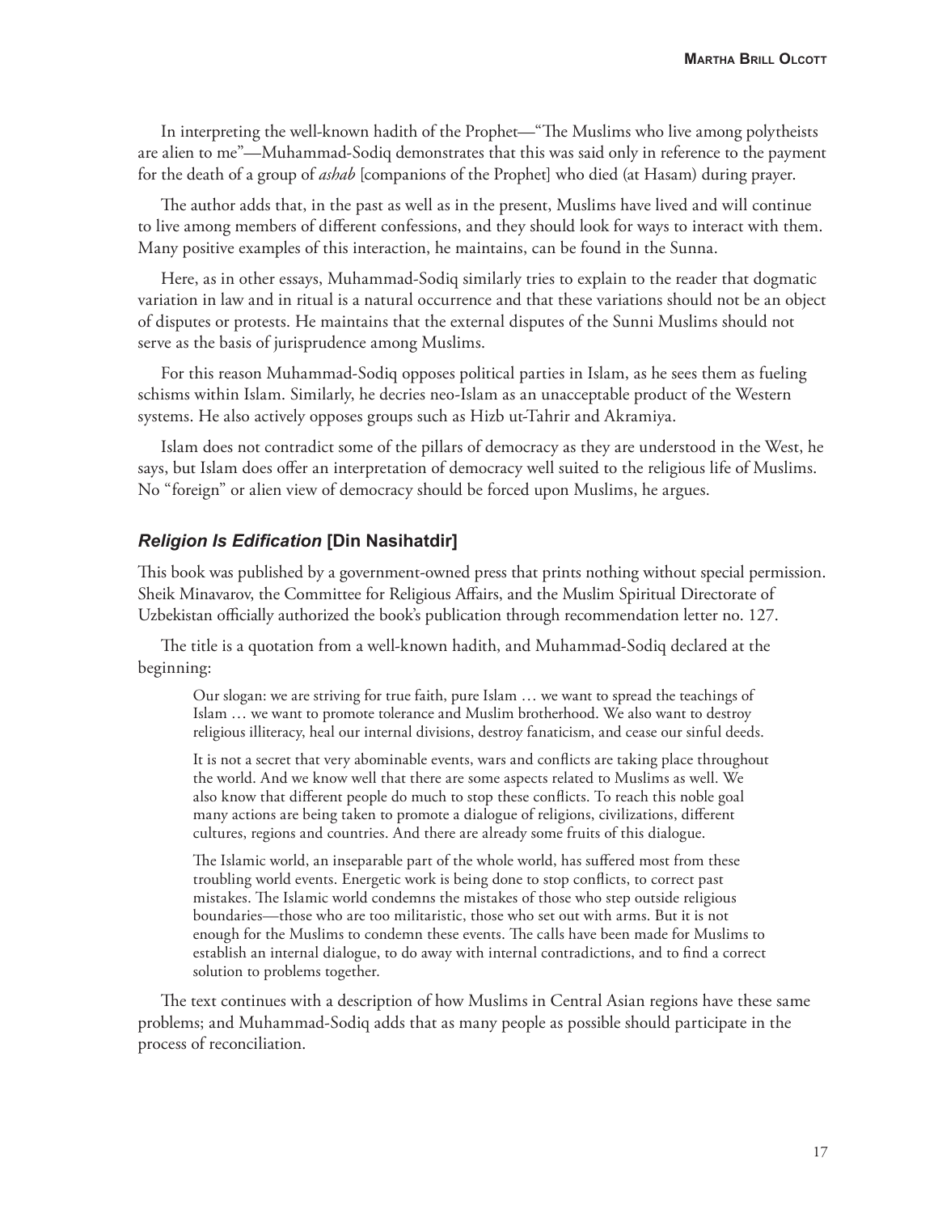In interpreting the well-known hadith of the Prophet—"The Muslims who live among polytheists are alien to me"—Muhammad-Sodiq demonstrates that this was said only in reference to the payment for the death of a group of *ashab* [companions of the Prophet] who died (at Hasam) during prayer.

The author adds that, in the past as well as in the present, Muslims have lived and will continue to live among members of different confessions, and they should look for ways to interact with them. Many positive examples of this interaction, he maintains, can be found in the Sunna.

Here, as in other essays, Muhammad-Sodiq similarly tries to explain to the reader that dogmatic variation in law and in ritual is a natural occurrence and that these variations should not be an object of disputes or protests. He maintains that the external disputes of the Sunni Muslims should not serve as the basis of jurisprudence among Muslims.

For this reason Muhammad-Sodiq opposes political parties in Islam, as he sees them as fueling schisms within Islam. Similarly, he decries neo-Islam as an unacceptable product of the Western systems. He also actively opposes groups such as Hizb ut-Tahrir and Akramiya.

Islam does not contradict some of the pillars of democracy as they are understood in the West, he says, but Islam does offer an interpretation of democracy well suited to the religious life of Muslims. No "foreign" or alien view of democracy should be forced upon Muslims, he argues.

### *Religion Is Edification* [Din Nasihatdir]

This book was published by a government-owned press that prints nothing without special permission. Sheik Minavarov, the Committee for Religious Affairs, and the Muslim Spiritual Directorate of Uzbekistan officially authorized the book's publication through recommendation letter no. 127.

The title is a quotation from a well-known hadith, and Muhammad-Sodiq declared at the beginning:

> Our slogan: we are striving for true faith, pure Islam … we want to spread the teachings of Islam … we want to promote tolerance and Muslim brotherhood. We also want to destroy religious illiteracy, heal our internal divisions, destroy fanaticism, and cease our sinful deeds.
>
> It is not a secret that very abominable events, wars and conflicts are taking place throughout the world. And we know well that there are some aspects related to Muslims as well. We also know that different people do much to stop these conflicts. To reach this noble goal many actions are being taken to promote a dialogue of religions, civilizations, different cultures, regions and countries. And there are already some fruits of this dialogue.
>
> The Islamic world, an inseparable part of the whole world, has suffered most from these troubling world events. Energetic work is being done to stop conflicts, to correct past mistakes. The Islamic world condemns the mistakes of those who step outside religious boundaries—those who are too militaristic, those who set out with arms. But it is not enough for the Muslims to condemn these events. The calls have been made for Muslims to establish an internal dialogue, to do away with internal contradictions, and to find a correct solution to problems together.

The text continues with a description of how Muslims in Central Asian regions have these same problems; and Muhammad-Sodiq adds that as many people as possible should participate in the process of reconciliation.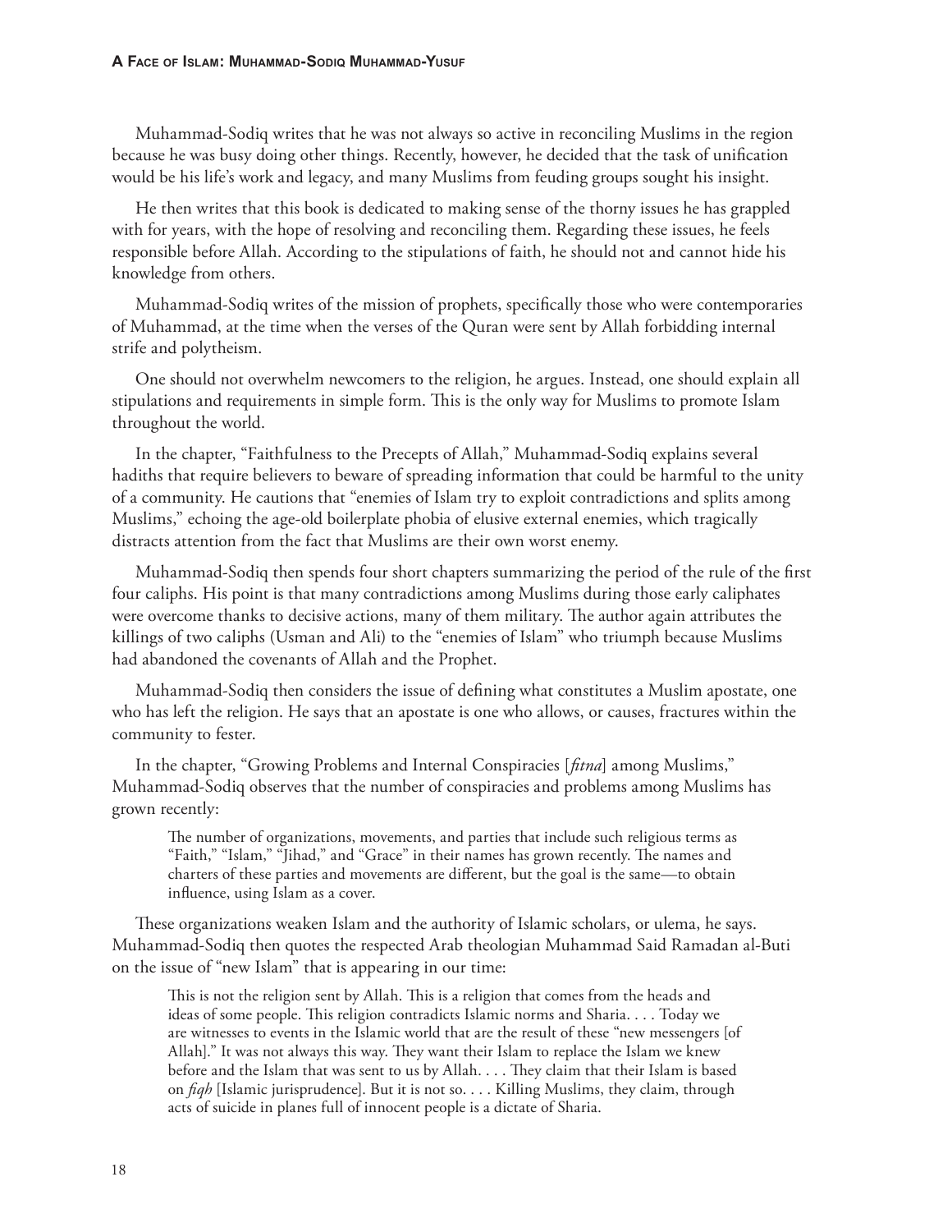Muhammad-Sodiq writes that he was not always so active in reconciling Muslims in the region because he was busy doing other things. Recently, however, he decided that the task of unification would be his life's work and legacy, and many Muslims from feuding groups sought his insight.

He then writes that this book is dedicated to making sense of the thorny issues he has grappled with for years, with the hope of resolving and reconciling them. Regarding these issues, he feels responsible before Allah. According to the stipulations of faith, he should not and cannot hide his knowledge from others.

Muhammad-Sodiq writes of the mission of prophets, specifically those who were contemporaries of Muhammad, at the time when the verses of the Quran were sent by Allah forbidding internal strife and polytheism.

One should not overwhelm newcomers to the religion, he argues. Instead, one should explain all stipulations and requirements in simple form. This is the only way for Muslims to promote Islam throughout the world.

In the chapter, "Faithfulness to the Precepts of Allah," Muhammad-Sodiq explains several hadiths that require believers to beware of spreading information that could be harmful to the unity of a community. He cautions that "enemies of Islam try to exploit contradictions and splits among Muslims," echoing the age-old boilerplate phobia of elusive external enemies, which tragically distracts attention from the fact that Muslims are their own worst enemy.

Muhammad-Sodiq then spends four short chapters summarizing the period of the rule of the first four caliphs. His point is that many contradictions among Muslims during those early caliphates were overcome thanks to decisive actions, many of them military. The author again attributes the killings of two caliphs (Usman and Ali) to the "enemies of Islam" who triumph because Muslims had abandoned the covenants of Allah and the Prophet.

Muhammad-Sodiq then considers the issue of defining what constitutes a Muslim apostate, one who has left the religion. He says that an apostate is one who allows, or causes, fractures within the community to fester.

In the chapter, "Growing Problems and Internal Conspiracies [*fitna*] among Muslims," Muhammad-Sodiq observes that the number of conspiracies and problems among Muslims has grown recently:

> The number of organizations, movements, and parties that include such religious terms as "Faith," "Islam," "Jihad," and "Grace" in their names has grown recently. The names and charters of these parties and movements are different, but the goal is the same—to obtain influence, using Islam as a cover.

These organizations weaken Islam and the authority of Islamic scholars, or ulema, he says. Muhammad-Sodiq then quotes the respected Arab theologian Muhammad Said Ramadan al-Buti on the issue of "new Islam" that is appearing in our time:

> This is not the religion sent by Allah. This is a religion that comes from the heads and ideas of some people. This religion contradicts Islamic norms and Sharia. . . . Today we are witnesses to events in the Islamic world that are the result of these "new messengers [of Allah]." It was not always this way. They want their Islam to replace the Islam we knew before and the Islam that was sent to us by Allah. . . . They claim that their Islam is based on *fiqh* [Islamic jurisprudence]. But it is not so. . . . Killing Muslims, they claim, through acts of suicide in planes full of innocent people is a dictate of Sharia.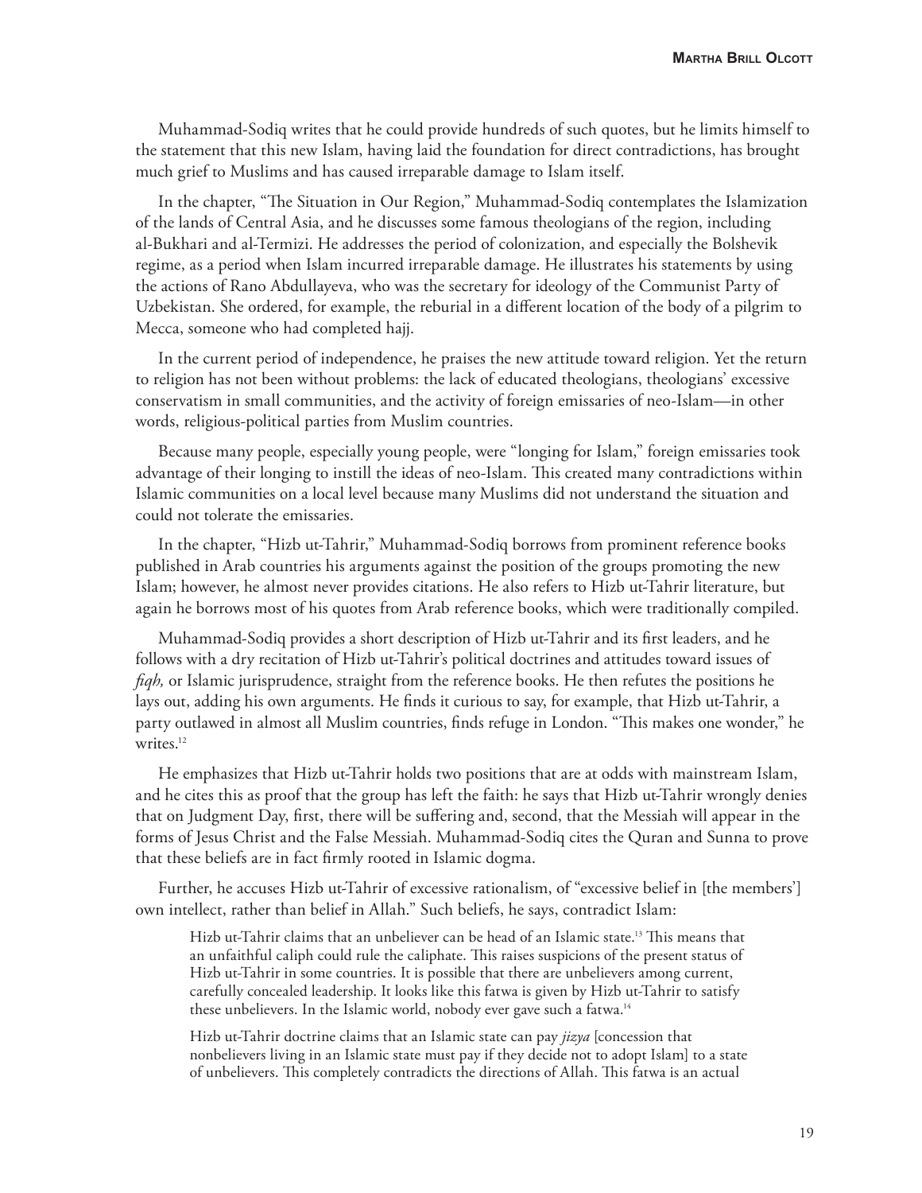Muhammad-Sodiq writes that he could provide hundreds of such quotes, but he limits himself to the statement that this new Islam, having laid the foundation for direct contradictions, has brought much grief to Muslims and has caused irreparable damage to Islam itself.

In the chapter, "The Situation in Our Region," Muhammad-Sodiq contemplates the Islamization of the lands of Central Asia, and he discusses some famous theologians of the region, including al-Bukhari and al-Termizi. He addresses the period of colonization, and especially the Bolshevik regime, as a period when Islam incurred irreparable damage. He illustrates his statements by using the actions of Rano Abdullayeva, who was the secretary for ideology of the Communist Party of Uzbekistan. She ordered, for example, the reburial in a different location of the body of a pilgrim to Mecca, someone who had completed hajj.

In the current period of independence, he praises the new attitude toward religion. Yet the return to religion has not been without problems: the lack of educated theologians, theologians' excessive conservatism in small communities, and the activity of foreign emissaries of neo-Islam—in other words, religious-political parties from Muslim countries.

Because many people, especially young people, were "longing for Islam," foreign emissaries took advantage of their longing to instill the ideas of neo-Islam. This created many contradictions within Islamic communities on a local level because many Muslims did not understand the situation and could not tolerate the emissaries.

In the chapter, "Hizb ut-Tahrir," Muhammad-Sodiq borrows from prominent reference books published in Arab countries his arguments against the position of the groups promoting the new Islam; however, he almost never provides citations. He also refers to Hizb ut-Tahrir literature, but again he borrows most of his quotes from Arab reference books, which were traditionally compiled.

Muhammad-Sodiq provides a short description of Hizb ut-Tahrir and its first leaders, and he follows with a dry recitation of Hizb ut-Tahrir's political doctrines and attitudes toward issues of *fiqh,* or Islamic jurisprudence, straight from the reference books. He then refutes the positions he lays out, adding his own arguments. He finds it curious to say, for example, that Hizb ut-Tahrir, a party outlawed in almost all Muslim countries, finds refuge in London. "This makes one wonder," he writes.[12]

He emphasizes that Hizb ut-Tahrir holds two positions that are at odds with mainstream Islam, and he cites this as proof that the group has left the faith: he says that Hizb ut-Tahrir wrongly denies that on Judgment Day, first, there will be suffering and, second, that the Messiah will appear in the forms of Jesus Christ and the False Messiah. Muhammad-Sodiq cites the Quran and Sunna to prove that these beliefs are in fact firmly rooted in Islamic dogma.

Further, he accuses Hizb ut-Tahrir of excessive rationalism, of "excessive belief in [the members'] own intellect, rather than belief in Allah." Such beliefs, he says, contradict Islam:

> Hizb ut-Tahrir claims that an unbeliever can be head of an Islamic state.[13] This means that an unfaithful caliph could rule the caliphate. This raises suspicions of the present status of Hizb ut-Tahrir in some countries. It is possible that there are unbelievers among current, carefully concealed leadership. It looks like this fatwa is given by Hizb ut-Tahrir to satisfy these unbelievers. In the Islamic world, nobody ever gave such a fatwa.[14]
>
> Hizb ut-Tahrir doctrine claims that an Islamic state can pay *jizya* [concession that nonbelievers living in an Islamic state must pay if they decide not to adopt Islam] to a state of unbelievers. This completely contradicts the directions of Allah. This fatwa is an actual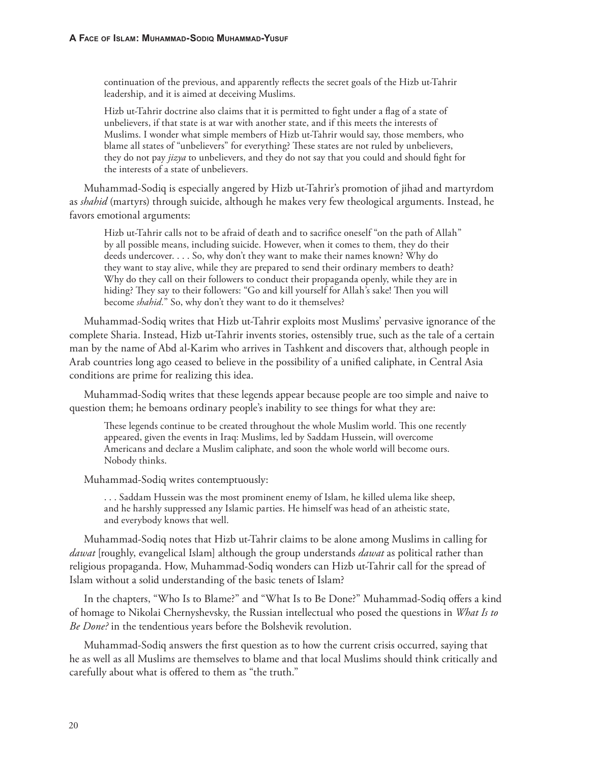> continuation of the previous, and apparently reflects the secret goals of the Hizb ut-Tahrir leadership, and it is aimed at deceiving Muslims.
>
> Hizb ut-Tahrir doctrine also claims that it is permitted to fight under a flag of a state of unbelievers, if that state is at war with another state, and if this meets the interests of Muslims. I wonder what simple members of Hizb ut-Tahrir would say, those members, who blame all states of "unbelievers" for everything? These states are not ruled by unbelievers, they do not pay *jizya* to unbelievers, and they do not say that you could and should fight for the interests of a state of unbelievers.

Muhammad-Sodiq is especially angered by Hizb ut-Tahrir's promotion of jihad and martyrdom as *shahid* (martyrs) through suicide, although he makes very few theological arguments. Instead, he favors emotional arguments:

> Hizb ut-Tahrir calls not to be afraid of death and to sacrifice oneself "on the path of Allah" by all possible means, including suicide. However, when it comes to them, they do their deeds undercover. . . . So, why don't they want to make their names known? Why do they want to stay alive, while they are prepared to send their ordinary members to death? Why do they call on their followers to conduct their propaganda openly, while they are in hiding? They say to their followers: "Go and kill yourself for Allah's sake! Then you will become *shahid*." So, why don't they want to do it themselves?

Muhammad-Sodiq writes that Hizb ut-Tahrir exploits most Muslims' pervasive ignorance of the complete Sharia. Instead, Hizb ut-Tahrir invents stories, ostensibly true, such as the tale of a certain man by the name of Abd al-Karim who arrives in Tashkent and discovers that, although people in Arab countries long ago ceased to believe in the possibility of a unified caliphate, in Central Asia conditions are prime for realizing this idea.

Muhammad-Sodiq writes that these legends appear because people are too simple and naive to question them; he bemoans ordinary people's inability to see things for what they are:

> These legends continue to be created throughout the whole Muslim world. This one recently appeared, given the events in Iraq: Muslims, led by Saddam Hussein, will overcome Americans and declare a Muslim caliphate, and soon the whole world will become ours. Nobody thinks.

Muhammad-Sodiq writes contemptuously:

> . . . Saddam Hussein was the most prominent enemy of Islam, he killed ulema like sheep, and he harshly suppressed any Islamic parties. He himself was head of an atheistic state, and everybody knows that well.

Muhammad-Sodiq notes that Hizb ut-Tahrir claims to be alone among Muslims in calling for *dawat* [roughly, evangelical Islam] although the group understands *dawat* as political rather than religious propaganda. How, Muhammad-Sodiq wonders can Hizb ut-Tahrir call for the spread of Islam without a solid understanding of the basic tenets of Islam?

In the chapters, "Who Is to Blame?" and "What Is to Be Done?" Muhammad-Sodiq offers a kind of homage to Nikolai Chernyshevsky, the Russian intellectual who posed the questions in *What Is to Be Done?* in the tendentious years before the Bolshevik revolution.

Muhammad-Sodiq answers the first question as to how the current crisis occurred, saying that he as well as all Muslims are themselves to blame and that local Muslims should think critically and carefully about what is offered to them as "the truth."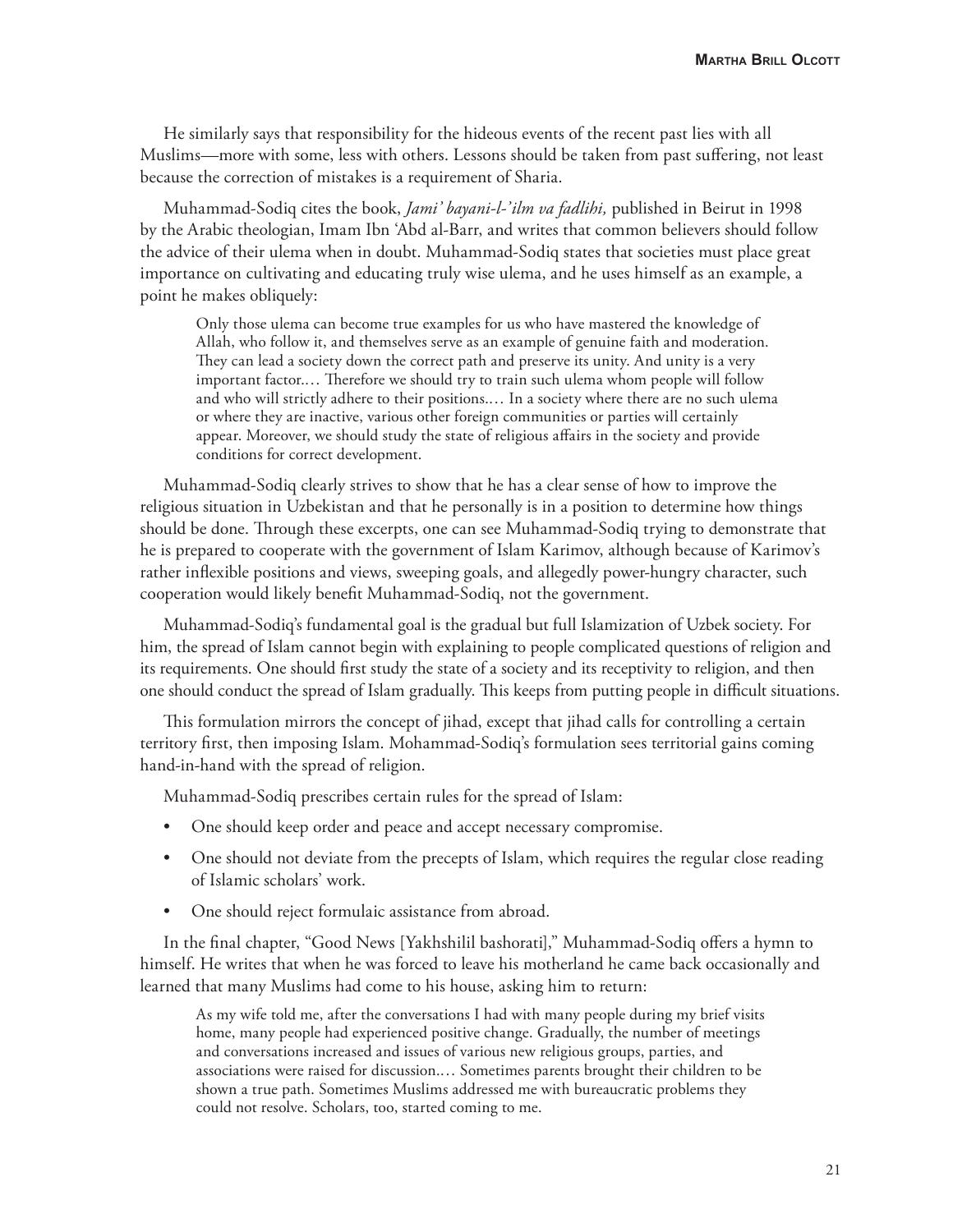He similarly says that responsibility for the hideous events of the recent past lies with all Muslims—more with some, less with others. Lessons should be taken from past suffering, not least because the correction of mistakes is a requirement of Sharia.

Muhammad-Sodiq cites the book, *Jami' bayani-l-'ilm va fadlihi,* published in Beirut in 1998 by the Arabic theologian, Imam Ibn 'Abd al-Barr, and writes that common believers should follow the advice of their ulema when in doubt. Muhammad-Sodiq states that societies must place great importance on cultivating and educating truly wise ulema, and he uses himself as an example, a point he makes obliquely:

> Only those ulema can become true examples for us who have mastered the knowledge of Allah, who follow it, and themselves serve as an example of genuine faith and moderation. They can lead a society down the correct path and preserve its unity. And unity is a very important factor.… Therefore we should try to train such ulema whom people will follow and who will strictly adhere to their positions.… In a society where there are no such ulema or where they are inactive, various other foreign communities or parties will certainly appear. Moreover, we should study the state of religious affairs in the society and provide conditions for correct development.

Muhammad-Sodiq clearly strives to show that he has a clear sense of how to improve the religious situation in Uzbekistan and that he personally is in a position to determine how things should be done. Through these excerpts, one can see Muhammad-Sodiq trying to demonstrate that he is prepared to cooperate with the government of Islam Karimov, although because of Karimov's rather inflexible positions and views, sweeping goals, and allegedly power-hungry character, such cooperation would likely benefit Muhammad-Sodiq, not the government.

Muhammad-Sodiq's fundamental goal is the gradual but full Islamization of Uzbek society. For him, the spread of Islam cannot begin with explaining to people complicated questions of religion and its requirements. One should first study the state of a society and its receptivity to religion, and then one should conduct the spread of Islam gradually. This keeps from putting people in difficult situations.

This formulation mirrors the concept of jihad, except that jihad calls for controlling a certain territory first, then imposing Islam. Mohammad-Sodiq's formulation sees territorial gains coming hand-in-hand with the spread of religion.

Muhammad-Sodiq prescribes certain rules for the spread of Islam:

- One should keep order and peace and accept necessary compromise.
- One should not deviate from the precepts of Islam, which requires the regular close reading of Islamic scholars' work.
- One should reject formulaic assistance from abroad.

In the final chapter, "Good News [Yakhshilil bashorati]," Muhammad-Sodiq offers a hymn to himself. He writes that when he was forced to leave his motherland he came back occasionally and learned that many Muslims had come to his house, asking him to return:

> As my wife told me, after the conversations I had with many people during my brief visits home, many people had experienced positive change. Gradually, the number of meetings and conversations increased and issues of various new religious groups, parties, and associations were raised for discussion.… Sometimes parents brought their children to be shown a true path. Sometimes Muslims addressed me with bureaucratic problems they could not resolve. Scholars, too, started coming to me.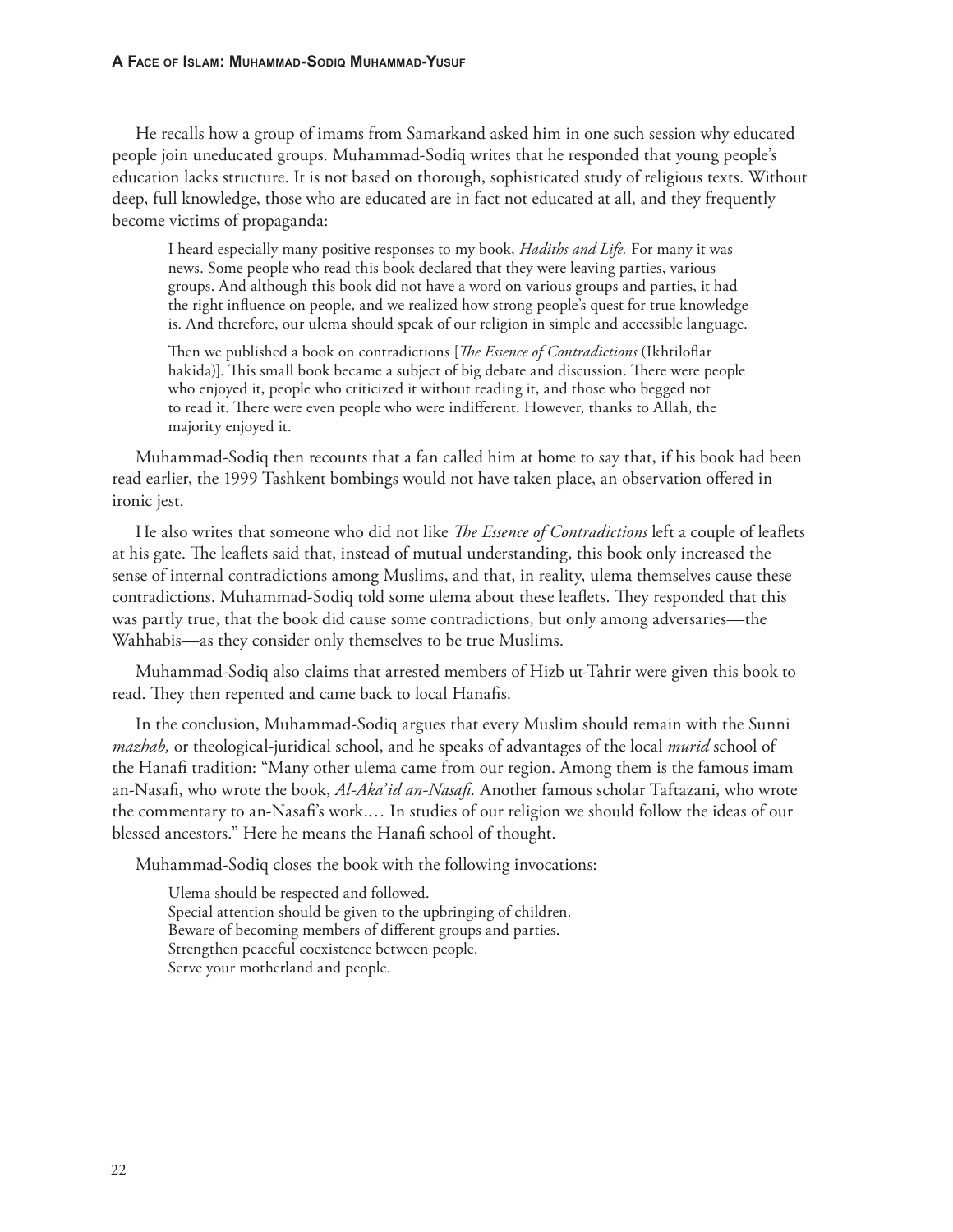He recalls how a group of imams from Samarkand asked him in one such session why educated people join uneducated groups. Muhammad-Sodiq writes that he responded that young people's education lacks structure. It is not based on thorough, sophisticated study of religious texts. Without deep, full knowledge, those who are educated are in fact not educated at all, and they frequently become victims of propaganda:

> I heard especially many positive responses to my book, *Hadiths and Life.* For many it was news. Some people who read this book declared that they were leaving parties, various groups. And although this book did not have a word on various groups and parties, it had the right influence on people, and we realized how strong people's quest for true knowledge is. And therefore, our ulema should speak of our religion in simple and accessible language.
>
> Then we published a book on contradictions [*The Essence of Contradictions* (Ikhtiloflar hakida)]. This small book became a subject of big debate and discussion. There were people who enjoyed it, people who criticized it without reading it, and those who begged not to read it. There were even people who were indifferent. However, thanks to Allah, the majority enjoyed it.

Muhammad-Sodiq then recounts that a fan called him at home to say that, if his book had been read earlier, the 1999 Tashkent bombings would not have taken place, an observation offered in ironic jest.

He also writes that someone who did not like *The Essence of Contradictions* left a couple of leaflets at his gate. The leaflets said that, instead of mutual understanding, this book only increased the sense of internal contradictions among Muslims, and that, in reality, ulema themselves cause these contradictions. Muhammad-Sodiq told some ulema about these leaflets. They responded that this was partly true, that the book did cause some contradictions, but only among adversaries—the Wahhabis—as they consider only themselves to be true Muslims.

Muhammad-Sodiq also claims that arrested members of Hizb ut-Tahrir were given this book to read. They then repented and came back to local Hanafis.

In the conclusion, Muhammad-Sodiq argues that every Muslim should remain with the Sunni *mazhab,* or theological-juridical school, and he speaks of advantages of the local *murid* school of the Hanafi tradition: "Many other ulema came from our region. Among them is the famous imam an-Nasafi, who wrote the book, *Al-Aka'id an-Nasafi.* Another famous scholar Taftazani, who wrote the commentary to an-Nasafi's work.… In studies of our religion we should follow the ideas of our blessed ancestors." Here he means the Hanafi school of thought.

Muhammad-Sodiq closes the book with the following invocations:

> Ulema should be respected and followed.
> Special attention should be given to the upbringing of children.
> Beware of becoming members of different groups and parties.
> Strengthen peaceful coexistence between people.
> Serve your motherland and people.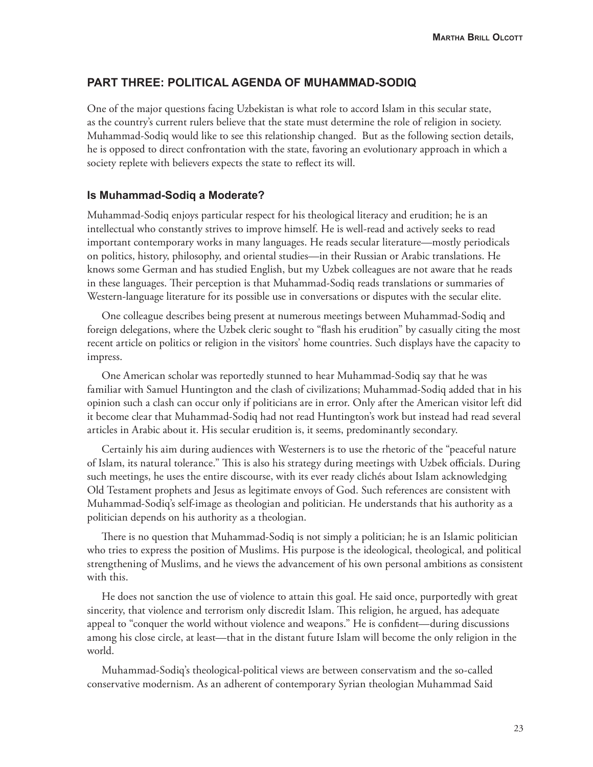## PART THREE: POLITICAL AGENDA OF MUHAMMAD-SODIQ

One of the major questions facing Uzbekistan is what role to accord Islam in this secular state, as the country's current rulers believe that the state must determine the role of religion in society. Muhammad-Sodiq would like to see this relationship changed. But as the following section details, he is opposed to direct confrontation with the state, favoring an evolutionary approach in which a society replete with believers expects the state to reflect its will.

### Is Muhammad-Sodiq a Moderate?

Muhammad-Sodiq enjoys particular respect for his theological literacy and erudition; he is an intellectual who constantly strives to improve himself. He is well-read and actively seeks to read important contemporary works in many languages. He reads secular literature—mostly periodicals on politics, history, philosophy, and oriental studies—in their Russian or Arabic translations. He knows some German and has studied English, but my Uzbek colleagues are not aware that he reads in these languages. Their perception is that Muhammad-Sodiq reads translations or summaries of Western-language literature for its possible use in conversations or disputes with the secular elite.

One colleague describes being present at numerous meetings between Muhammad-Sodiq and foreign delegations, where the Uzbek cleric sought to "flash his erudition" by casually citing the most recent article on politics or religion in the visitors' home countries. Such displays have the capacity to impress.

One American scholar was reportedly stunned to hear Muhammad-Sodiq say that he was familiar with Samuel Huntington and the clash of civilizations; Muhammad-Sodiq added that in his opinion such a clash can occur only if politicians are in error. Only after the American visitor left did it become clear that Muhammad-Sodiq had not read Huntington's work but instead had read several articles in Arabic about it. His secular erudition is, it seems, predominantly secondary.

Certainly his aim during audiences with Westerners is to use the rhetoric of the "peaceful nature of Islam, its natural tolerance." This is also his strategy during meetings with Uzbek officials. During such meetings, he uses the entire discourse, with its ever ready clichés about Islam acknowledging Old Testament prophets and Jesus as legitimate envoys of God. Such references are consistent with Muhammad-Sodiq's self-image as theologian and politician. He understands that his authority as a politician depends on his authority as a theologian.

There is no question that Muhammad-Sodiq is not simply a politician; he is an Islamic politician who tries to express the position of Muslims. His purpose is the ideological, theological, and political strengthening of Muslims, and he views the advancement of his own personal ambitions as consistent with this.

He does not sanction the use of violence to attain this goal. He said once, purportedly with great sincerity, that violence and terrorism only discredit Islam. This religion, he argued, has adequate appeal to "conquer the world without violence and weapons." He is confident—during discussions among his close circle, at least—that in the distant future Islam will become the only religion in the world.

Muhammad-Sodiq's theological-political views are between conservatism and the so-called conservative modernism. As an adherent of contemporary Syrian theologian Muhammad Said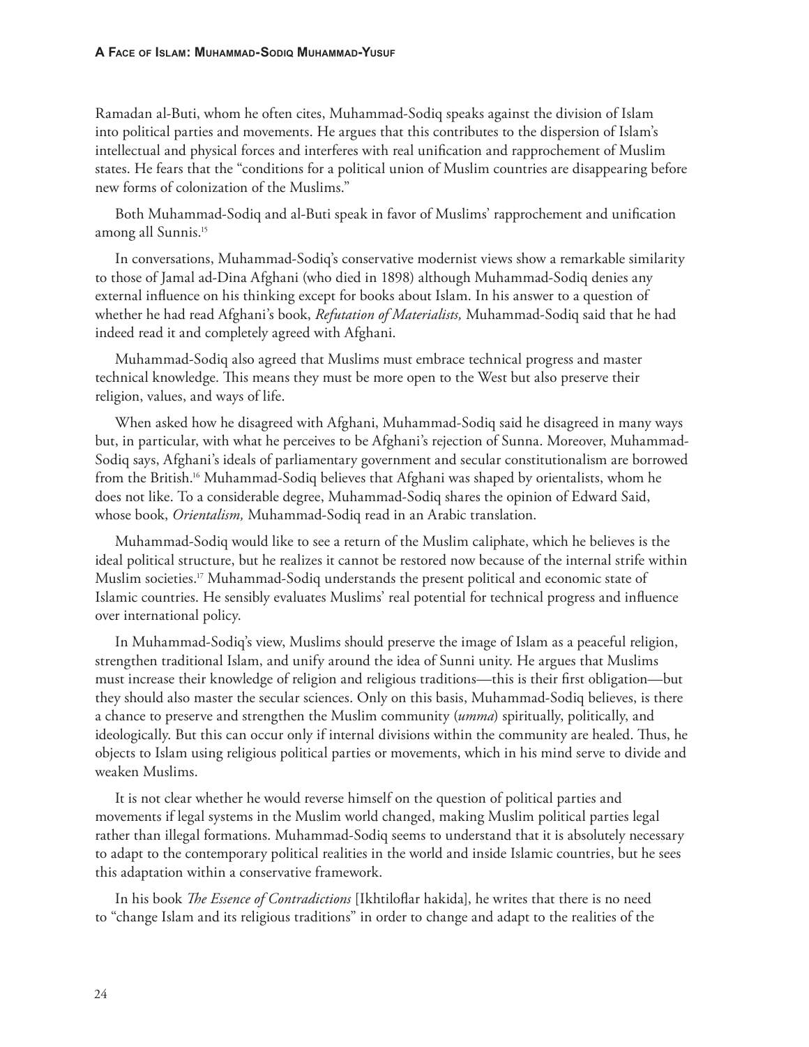Ramadan al-Buti, whom he often cites, Muhammad-Sodiq speaks against the division of Islam into political parties and movements. He argues that this contributes to the dispersion of Islam's intellectual and physical forces and interferes with real unification and rapprochement of Muslim states. He fears that the "conditions for a political union of Muslim countries are disappearing before new forms of colonization of the Muslims."

Both Muhammad-Sodiq and al-Buti speak in favor of Muslims' rapprochement and unification among all Sunnis.[15]

In conversations, Muhammad-Sodiq's conservative modernist views show a remarkable similarity to those of Jamal ad-Dina Afghani (who died in 1898) although Muhammad-Sodiq denies any external influence on his thinking except for books about Islam. In his answer to a question of whether he had read Afghani's book, *Refutation of Materialists,* Muhammad-Sodiq said that he had indeed read it and completely agreed with Afghani.

Muhammad-Sodiq also agreed that Muslims must embrace technical progress and master technical knowledge. This means they must be more open to the West but also preserve their religion, values, and ways of life.

When asked how he disagreed with Afghani, Muhammad-Sodiq said he disagreed in many ways but, in particular, with what he perceives to be Afghani's rejection of Sunna. Moreover, Muhammad-Sodiq says, Afghani's ideals of parliamentary government and secular constitutionalism are borrowed from the British.[16] Muhammad-Sodiq believes that Afghani was shaped by orientalists, whom he does not like. To a considerable degree, Muhammad-Sodiq shares the opinion of Edward Said, whose book, *Orientalism,* Muhammad-Sodiq read in an Arabic translation.

Muhammad-Sodiq would like to see a return of the Muslim caliphate, which he believes is the ideal political structure, but he realizes it cannot be restored now because of the internal strife within Muslim societies.[17] Muhammad-Sodiq understands the present political and economic state of Islamic countries. He sensibly evaluates Muslims' real potential for technical progress and influence over international policy.

In Muhammad-Sodiq's view, Muslims should preserve the image of Islam as a peaceful religion, strengthen traditional Islam, and unify around the idea of Sunni unity. He argues that Muslims must increase their knowledge of religion and religious traditions—this is their first obligation—but they should also master the secular sciences. Only on this basis, Muhammad-Sodiq believes, is there a chance to preserve and strengthen the Muslim community (*umma*) spiritually, politically, and ideologically. But this can occur only if internal divisions within the community are healed. Thus, he objects to Islam using religious political parties or movements, which in his mind serve to divide and weaken Muslims.

It is not clear whether he would reverse himself on the question of political parties and movements if legal systems in the Muslim world changed, making Muslim political parties legal rather than illegal formations. Muhammad-Sodiq seems to understand that it is absolutely necessary to adapt to the contemporary political realities in the world and inside Islamic countries, but he sees this adaptation within a conservative framework.

In his book *The Essence of Contradictions* [Ikhtiloflar hakida], he writes that there is no need to "change Islam and its religious traditions" in order to change and adapt to the realities of the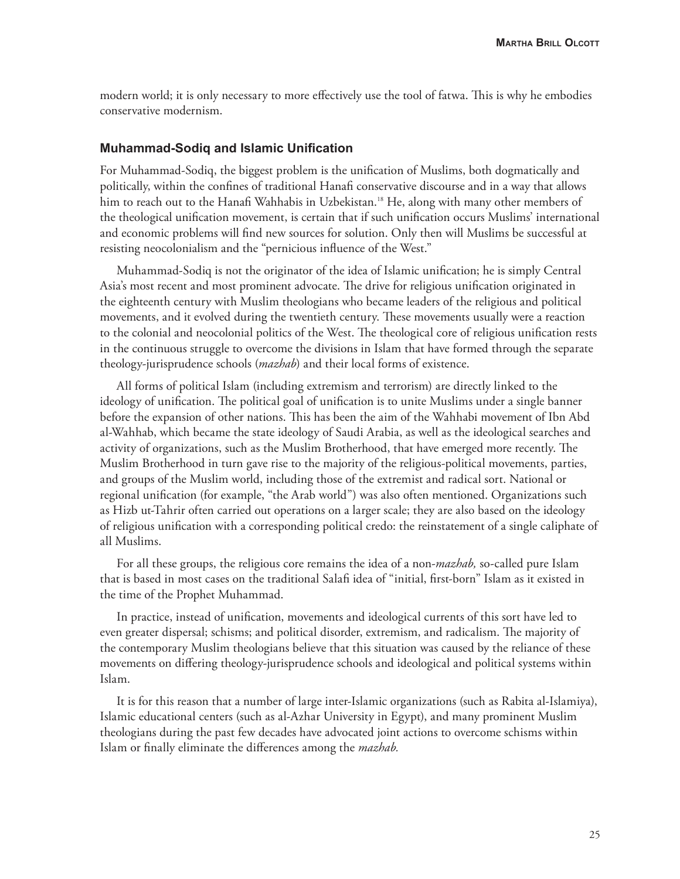modern world; it is only necessary to more effectively use the tool of fatwa. This is why he embodies conservative modernism.

### Muhammad-Sodiq and Islamic Unification

For Muhammad-Sodiq, the biggest problem is the unification of Muslims, both dogmatically and politically, within the confines of traditional Hanafi conservative discourse and in a way that allows him to reach out to the Hanafi Wahhabis in Uzbekistan.[18] He, along with many other members of the theological unification movement, is certain that if such unification occurs Muslims' international and economic problems will find new sources for solution. Only then will Muslims be successful at resisting neocolonialism and the "pernicious influence of the West."

Muhammad-Sodiq is not the originator of the idea of Islamic unification; he is simply Central Asia's most recent and most prominent advocate. The drive for religious unification originated in the eighteenth century with Muslim theologians who became leaders of the religious and political movements, and it evolved during the twentieth century. These movements usually were a reaction to the colonial and neocolonial politics of the West. The theological core of religious unification rests in the continuous struggle to overcome the divisions in Islam that have formed through the separate theology-jurisprudence schools (*mazhab*) and their local forms of existence.

All forms of political Islam (including extremism and terrorism) are directly linked to the ideology of unification. The political goal of unification is to unite Muslims under a single banner before the expansion of other nations. This has been the aim of the Wahhabi movement of Ibn Abd al-Wahhab, which became the state ideology of Saudi Arabia, as well as the ideological searches and activity of organizations, such as the Muslim Brotherhood, that have emerged more recently. The Muslim Brotherhood in turn gave rise to the majority of the religious-political movements, parties, and groups of the Muslim world, including those of the extremist and radical sort. National or regional unification (for example, "the Arab world") was also often mentioned. Organizations such as Hizb ut-Tahrir often carried out operations on a larger scale; they are also based on the ideology of religious unification with a corresponding political credo: the reinstatement of a single caliphate of all Muslims.

For all these groups, the religious core remains the idea of a non-*mazhab,* so-called pure Islam that is based in most cases on the traditional Salafi idea of "initial, first-born" Islam as it existed in the time of the Prophet Muhammad.

In practice, instead of unification, movements and ideological currents of this sort have led to even greater dispersal; schisms; and political disorder, extremism, and radicalism. The majority of the contemporary Muslim theologians believe that this situation was caused by the reliance of these movements on differing theology-jurisprudence schools and ideological and political systems within Islam.

It is for this reason that a number of large inter-Islamic organizations (such as Rabita al-Islamiya), Islamic educational centers (such as al-Azhar University in Egypt), and many prominent Muslim theologians during the past few decades have advocated joint actions to overcome schisms within Islam or finally eliminate the differences among the *mazhab.*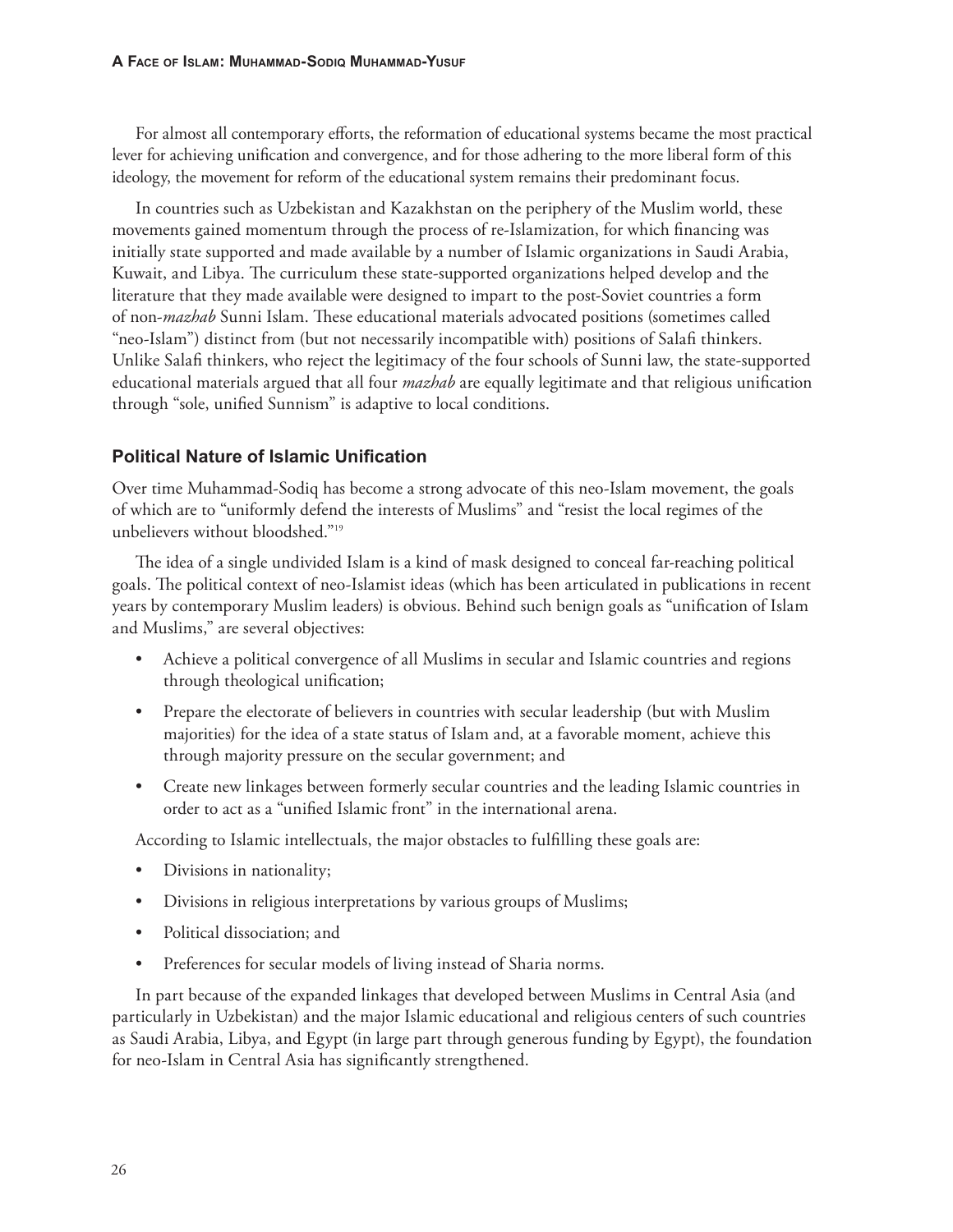For almost all contemporary efforts, the reformation of educational systems became the most practical lever for achieving unification and convergence, and for those adhering to the more liberal form of this ideology, the movement for reform of the educational system remains their predominant focus.

In countries such as Uzbekistan and Kazakhstan on the periphery of the Muslim world, these movements gained momentum through the process of re-Islamization, for which financing was initially state supported and made available by a number of Islamic organizations in Saudi Arabia, Kuwait, and Libya. The curriculum these state-supported organizations helped develop and the literature that they made available were designed to impart to the post-Soviet countries a form of non-*mazhab* Sunni Islam. These educational materials advocated positions (sometimes called "neo-Islam") distinct from (but not necessarily incompatible with) positions of Salafi thinkers. Unlike Salafi thinkers, who reject the legitimacy of the four schools of Sunni law, the state-supported educational materials argued that all four *mazhab* are equally legitimate and that religious unification through "sole, unified Sunnism" is adaptive to local conditions.

## Political Nature of Islamic Unification

Over time Muhammad-Sodiq has become a strong advocate of this neo-Islam movement, the goals of which are to "uniformly defend the interests of Muslims" and "resist the local regimes of the unbelievers without bloodshed."[19]

The idea of a single undivided Islam is a kind of mask designed to conceal far-reaching political goals. The political context of neo-Islamist ideas (which has been articulated in publications in recent years by contemporary Muslim leaders) is obvious. Behind such benign goals as "unification of Islam and Muslims," are several objectives:

- Achieve a political convergence of all Muslims in secular and Islamic countries and regions through theological unification;
- Prepare the electorate of believers in countries with secular leadership (but with Muslim majorities) for the idea of a state status of Islam and, at a favorable moment, achieve this through majority pressure on the secular government; and
- Create new linkages between formerly secular countries and the leading Islamic countries in order to act as a "unified Islamic front" in the international arena.

According to Islamic intellectuals, the major obstacles to fulfilling these goals are:

- Divisions in nationality;
- Divisions in religious interpretations by various groups of Muslims;
- Political dissociation; and
- Preferences for secular models of living instead of Sharia norms.

In part because of the expanded linkages that developed between Muslims in Central Asia (and particularly in Uzbekistan) and the major Islamic educational and religious centers of such countries as Saudi Arabia, Libya, and Egypt (in large part through generous funding by Egypt), the foundation for neo-Islam in Central Asia has significantly strengthened.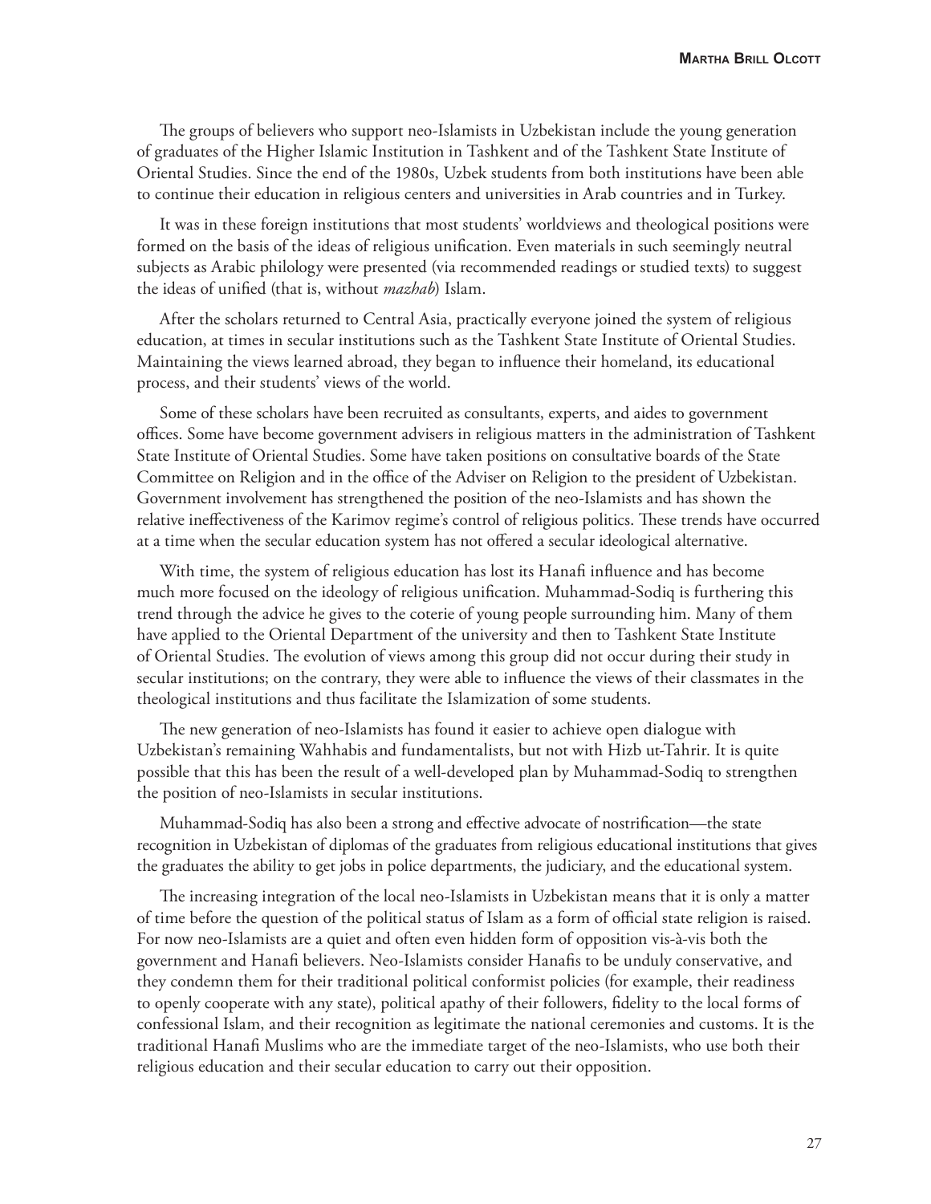The groups of believers who support neo-Islamists in Uzbekistan include the young generation of graduates of the Higher Islamic Institution in Tashkent and of the Tashkent State Institute of Oriental Studies. Since the end of the 1980s, Uzbek students from both institutions have been able to continue their education in religious centers and universities in Arab countries and in Turkey.

It was in these foreign institutions that most students' worldviews and theological positions were formed on the basis of the ideas of religious unification. Even materials in such seemingly neutral subjects as Arabic philology were presented (via recommended readings or studied texts) to suggest the ideas of unified (that is, without *mazhab*) Islam.

After the scholars returned to Central Asia, practically everyone joined the system of religious education, at times in secular institutions such as the Tashkent State Institute of Oriental Studies. Maintaining the views learned abroad, they began to influence their homeland, its educational process, and their students' views of the world.

Some of these scholars have been recruited as consultants, experts, and aides to government offices. Some have become government advisers in religious matters in the administration of Tashkent State Institute of Oriental Studies. Some have taken positions on consultative boards of the State Committee on Religion and in the office of the Adviser on Religion to the president of Uzbekistan. Government involvement has strengthened the position of the neo-Islamists and has shown the relative ineffectiveness of the Karimov regime's control of religious politics. These trends have occurred at a time when the secular education system has not offered a secular ideological alternative.

With time, the system of religious education has lost its Hanafi influence and has become much more focused on the ideology of religious unification. Muhammad-Sodiq is furthering this trend through the advice he gives to the coterie of young people surrounding him. Many of them have applied to the Oriental Department of the university and then to Tashkent State Institute of Oriental Studies. The evolution of views among this group did not occur during their study in secular institutions; on the contrary, they were able to influence the views of their classmates in the theological institutions and thus facilitate the Islamization of some students.

The new generation of neo-Islamists has found it easier to achieve open dialogue with Uzbekistan's remaining Wahhabis and fundamentalists, but not with Hizb ut-Tahrir. It is quite possible that this has been the result of a well-developed plan by Muhammad-Sodiq to strengthen the position of neo-Islamists in secular institutions.

Muhammad-Sodiq has also been a strong and effective advocate of nostrification—the state recognition in Uzbekistan of diplomas of the graduates from religious educational institutions that gives the graduates the ability to get jobs in police departments, the judiciary, and the educational system.

The increasing integration of the local neo-Islamists in Uzbekistan means that it is only a matter of time before the question of the political status of Islam as a form of official state religion is raised. For now neo-Islamists are a quiet and often even hidden form of opposition vis-à-vis both the government and Hanafi believers. Neo-Islamists consider Hanafis to be unduly conservative, and they condemn them for their traditional political conformist policies (for example, their readiness to openly cooperate with any state), political apathy of their followers, fidelity to the local forms of confessional Islam, and their recognition as legitimate the national ceremonies and customs. It is the traditional Hanafi Muslims who are the immediate target of the neo-Islamists, who use both their religious education and their secular education to carry out their opposition.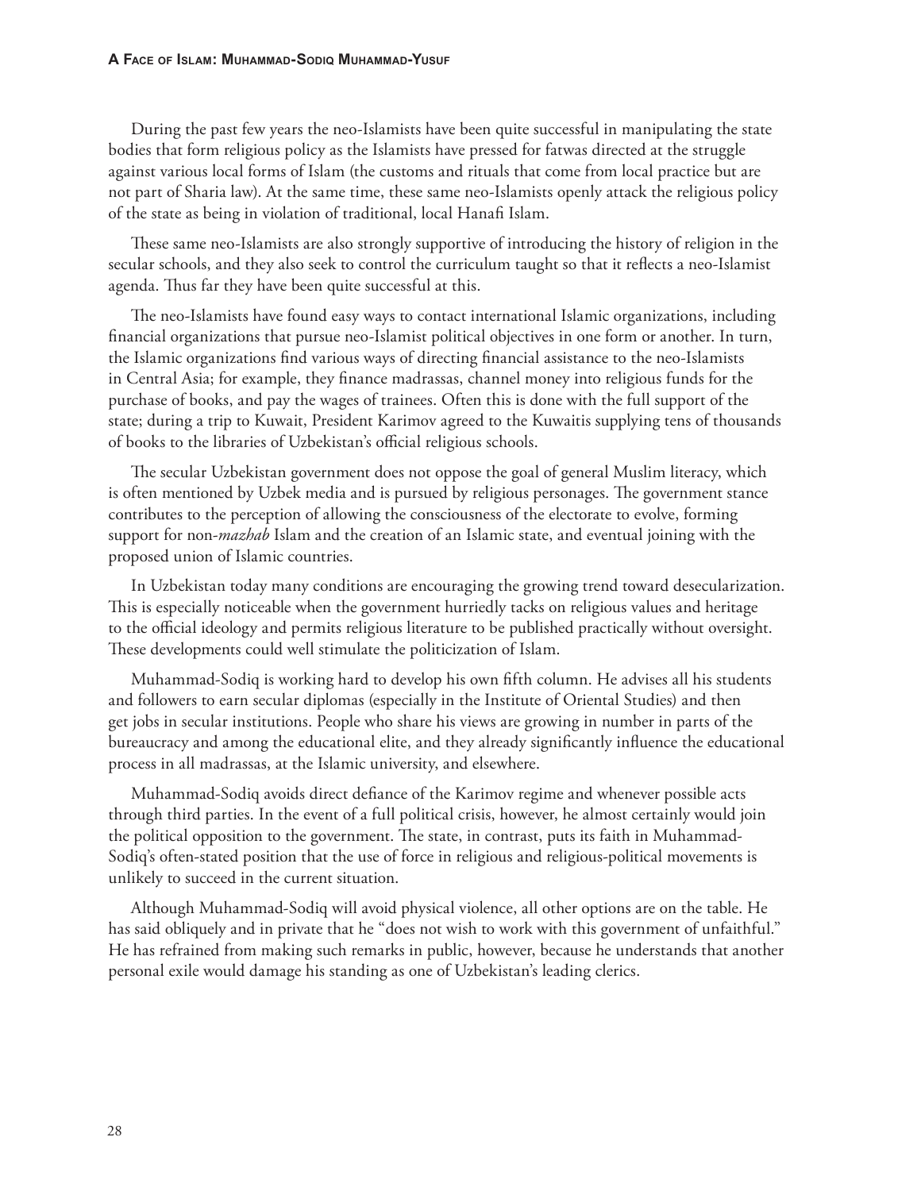During the past few years the neo-Islamists have been quite successful in manipulating the state bodies that form religious policy as the Islamists have pressed for fatwas directed at the struggle against various local forms of Islam (the customs and rituals that come from local practice but are not part of Sharia law). At the same time, these same neo-Islamists openly attack the religious policy of the state as being in violation of traditional, local Hanafi Islam.

These same neo-Islamists are also strongly supportive of introducing the history of religion in the secular schools, and they also seek to control the curriculum taught so that it reflects a neo-Islamist agenda. Thus far they have been quite successful at this.

The neo-Islamists have found easy ways to contact international Islamic organizations, including financial organizations that pursue neo-Islamist political objectives in one form or another. In turn, the Islamic organizations find various ways of directing financial assistance to the neo-Islamists in Central Asia; for example, they finance madrassas, channel money into religious funds for the purchase of books, and pay the wages of trainees. Often this is done with the full support of the state; during a trip to Kuwait, President Karimov agreed to the Kuwaitis supplying tens of thousands of books to the libraries of Uzbekistan's official religious schools.

The secular Uzbekistan government does not oppose the goal of general Muslim literacy, which is often mentioned by Uzbek media and is pursued by religious personages. The government stance contributes to the perception of allowing the consciousness of the electorate to evolve, forming support for non-*mazhab* Islam and the creation of an Islamic state, and eventual joining with the proposed union of Islamic countries.

In Uzbekistan today many conditions are encouraging the growing trend toward desecularization. This is especially noticeable when the government hurriedly tacks on religious values and heritage to the official ideology and permits religious literature to be published practically without oversight. These developments could well stimulate the politicization of Islam.

Muhammad-Sodiq is working hard to develop his own fifth column. He advises all his students and followers to earn secular diplomas (especially in the Institute of Oriental Studies) and then get jobs in secular institutions. People who share his views are growing in number in parts of the bureaucracy and among the educational elite, and they already significantly influence the educational process in all madrassas, at the Islamic university, and elsewhere.

Muhammad-Sodiq avoids direct defiance of the Karimov regime and whenever possible acts through third parties. In the event of a full political crisis, however, he almost certainly would join the political opposition to the government. The state, in contrast, puts its faith in Muhammad-Sodiq's often-stated position that the use of force in religious and religious-political movements is unlikely to succeed in the current situation.

Although Muhammad-Sodiq will avoid physical violence, all other options are on the table. He has said obliquely and in private that he "does not wish to work with this government of unfaithful." He has refrained from making such remarks in public, however, because he understands that another personal exile would damage his standing as one of Uzbekistan's leading clerics.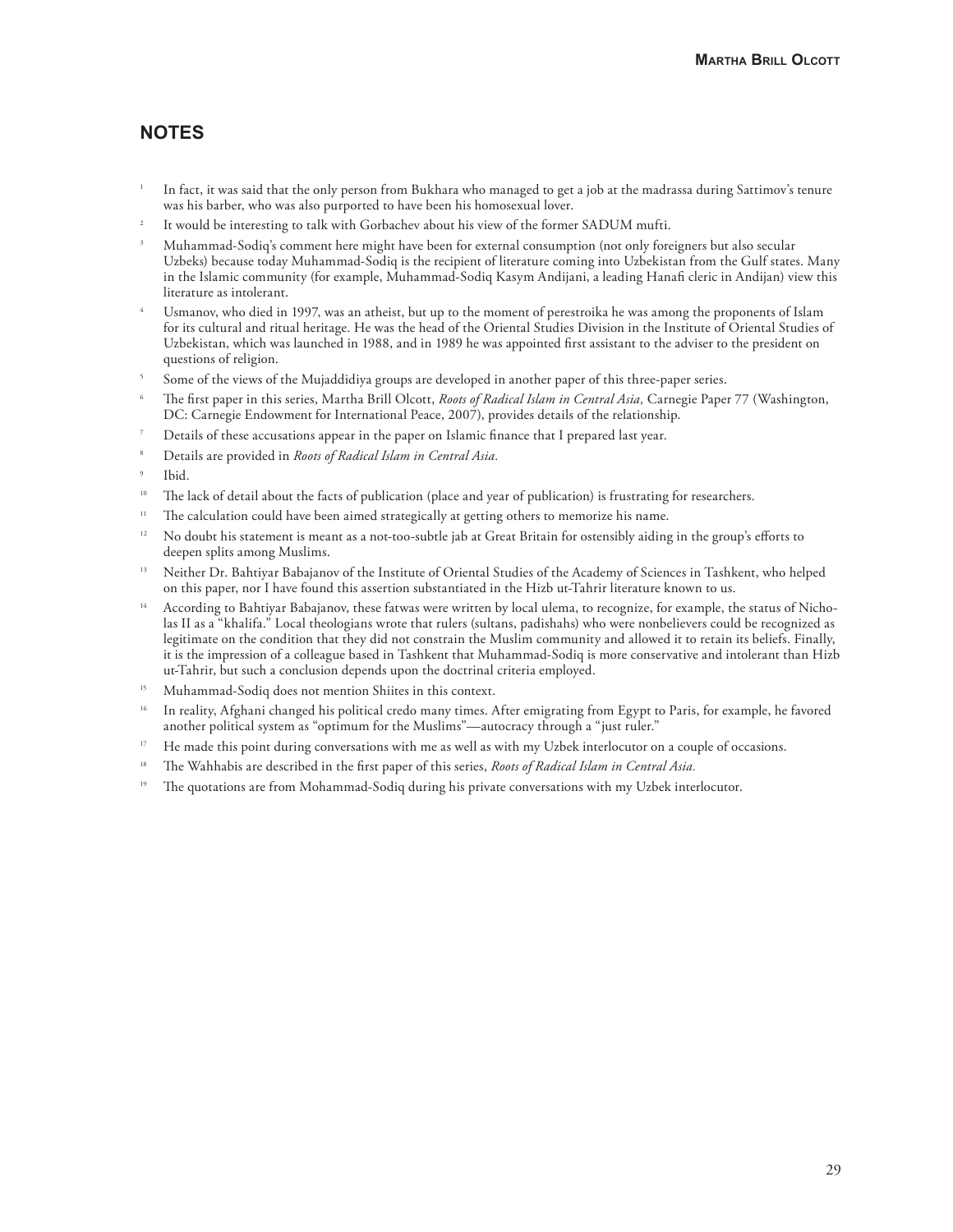## NOTES

1. In fact, it was said that the only person from Bukhara who managed to get a job at the madrassa during Sattimov's tenure was his barber, who was also purported to have been his homosexual lover.
2. It would be interesting to talk with Gorbachev about his view of the former SADUM mufti.
3. Muhammad-Sodiq's comment here might have been for external consumption (not only foreigners but also secular Uzbeks) because today Muhammad-Sodiq is the recipient of literature coming into Uzbekistan from the Gulf states. Many in the Islamic community (for example, Muhammad-Sodiq Kasym Andijani, a leading Hanafi cleric in Andijan) view this literature as intolerant.
4. Usmanov, who died in 1997, was an atheist, but up to the moment of perestroika he was among the proponents of Islam for its cultural and ritual heritage. He was the head of the Oriental Studies Division in the Institute of Oriental Studies of Uzbekistan, which was launched in 1988, and in 1989 he was appointed first assistant to the adviser to the president on questions of religion.
5. Some of the views of the Mujaddidiya groups are developed in another paper of this three-paper series.
6. The first paper in this series, Martha Brill Olcott, *Roots of Radical Islam in Central Asia,* Carnegie Paper 77 (Washington, DC: Carnegie Endowment for International Peace, 2007), provides details of the relationship.
7. Details of these accusations appear in the paper on Islamic finance that I prepared last year.
8. Details are provided in *Roots of Radical Islam in Central Asia.*
9. Ibid.
10. The lack of detail about the facts of publication (place and year of publication) is frustrating for researchers.
11. The calculation could have been aimed strategically at getting others to memorize his name.
12. No doubt his statement is meant as a not-too-subtle jab at Great Britain for ostensibly aiding in the group's efforts to deepen splits among Muslims.
13. Neither Dr. Bahtiyar Babajanov of the Institute of Oriental Studies of the Academy of Sciences in Tashkent, who helped on this paper, nor I have found this assertion substantiated in the Hizb ut-Tahrir literature known to us.
14. According to Bahtiyar Babajanov, these fatwas were written by local ulema, to recognize, for example, the status of Nicholas II as a "khalifa." Local theologians wrote that rulers (sultans, padishahs) who were nonbelievers could be recognized as legitimate on the condition that they did not constrain the Muslim community and allowed it to retain its beliefs. Finally, it is the impression of a colleague based in Tashkent that Muhammad-Sodiq is more conservative and intolerant than Hizb ut-Tahrir, but such a conclusion depends upon the doctrinal criteria employed.
15. Muhammad-Sodiq does not mention Shiites in this context.
16. In reality, Afghani changed his political credo many times. After emigrating from Egypt to Paris, for example, he favored another political system as "optimum for the Muslims"—autocracy through a "just ruler."
17. He made this point during conversations with me as well as with my Uzbek interlocutor on a couple of occasions.
18. The Wahhabis are described in the first paper of this series, *Roots of Radical Islam in Central Asia.*
19. The quotations are from Mohammad-Sodiq during his private conversations with my Uzbek interlocutor.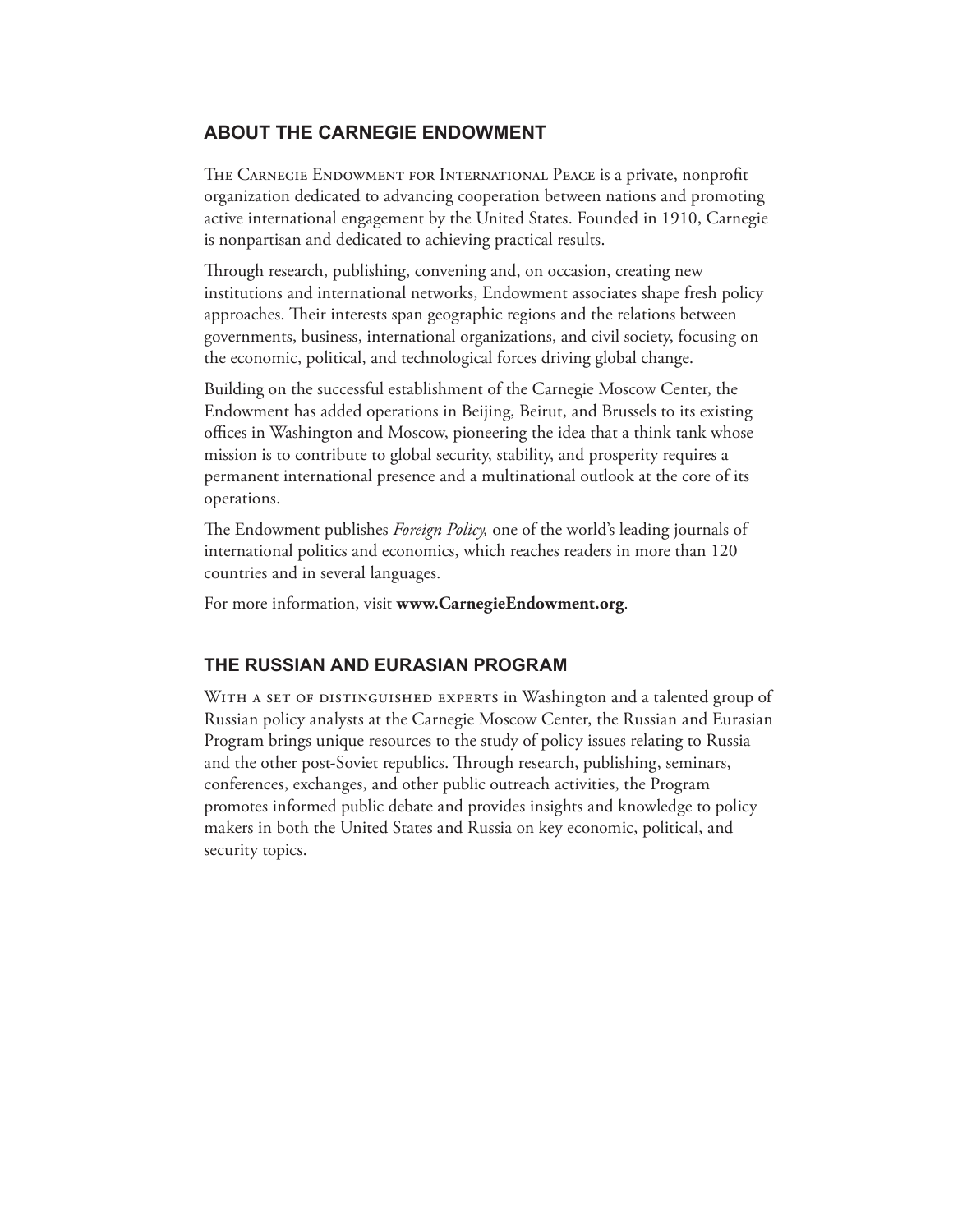## ABOUT THE CARNEGIE ENDOWMENT

The Carnegie Endowment for International Peace is a private, nonprofit organization dedicated to advancing cooperation between nations and promoting active international engagement by the United States. Founded in 1910, Carnegie is nonpartisan and dedicated to achieving practical results.

Through research, publishing, convening and, on occasion, creating new institutions and international networks, Endowment associates shape fresh policy approaches. Their interests span geographic regions and the relations between governments, business, international organizations, and civil society, focusing on the economic, political, and technological forces driving global change.

Building on the successful establishment of the Carnegie Moscow Center, the Endowment has added operations in Beijing, Beirut, and Brussels to its existing offices in Washington and Moscow, pioneering the idea that a think tank whose mission is to contribute to global security, stability, and prosperity requires a permanent international presence and a multinational outlook at the core of its operations.

The Endowment publishes *Foreign Policy,* one of the world's leading journals of international politics and economics, which reaches readers in more than 120 countries and in several languages.

For more information, visit **www.CarnegieEndowment.org**.

## THE RUSSIAN AND EURASIAN PROGRAM

With a set of distinguished experts in Washington and a talented group of Russian policy analysts at the Carnegie Moscow Center, the Russian and Eurasian Program brings unique resources to the study of policy issues relating to Russia and the other post-Soviet republics. Through research, publishing, seminars, conferences, exchanges, and other public outreach activities, the Program promotes informed public debate and provides insights and knowledge to policy makers in both the United States and Russia on key economic, political, and security topics.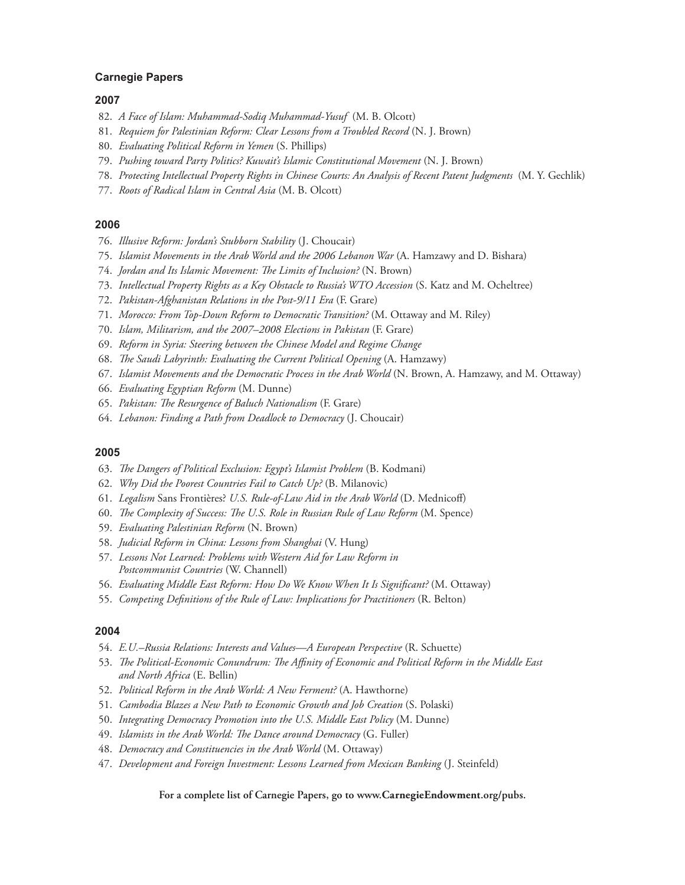## Carnegie Papers

### 2007

82. *A Face of Islam: Muhammad-Sodiq Muhammad-Yusuf* (M. B. Olcott)
81. *Requiem for Palestinian Reform: Clear Lessons from a Troubled Record* (N. J. Brown)
80. *Evaluating Political Reform in Yemen* (S. Phillips)
79. *Pushing toward Party Politics? Kuwait's Islamic Constitutional Movement* (N. J. Brown)
78. *Protecting Intellectual Property Rights in Chinese Courts: An Analysis of Recent Patent Judgments* (M. Y. Gechlik)
77. *Roots of Radical Islam in Central Asia* (M. B. Olcott)

### 2006

76. *Illusive Reform: Jordan's Stubborn Stability* (J. Choucair)
75. *Islamist Movements in the Arab World and the 2006 Lebanon War* (A. Hamzawy and D. Bishara)
74. *Jordan and Its Islamic Movement: The Limits of Inclusion?* (N. Brown)
73. *Intellectual Property Rights as a Key Obstacle to Russia's WTO Accession* (S. Katz and M. Ocheltree)
72. *Pakistan-Afghanistan Relations in the Post-9/11 Era* (F. Grare)
71. *Morocco: From Top-Down Reform to Democratic Transition?* (M. Ottaway and M. Riley)
70. *Islam, Militarism, and the 2007–2008 Elections in Pakistan* (F. Grare)
69. *Reform in Syria: Steering between the Chinese Model and Regime Change*
68. *The Saudi Labyrinth: Evaluating the Current Political Opening* (A. Hamzawy)
67. *Islamist Movements and the Democratic Process in the Arab World* (N. Brown, A. Hamzawy, and M. Ottaway)
66. *Evaluating Egyptian Reform* (M. Dunne)
65. *Pakistan: The Resurgence of Baluch Nationalism* (F. Grare)
64. *Lebanon: Finding a Path from Deadlock to Democracy* (J. Choucair)

### 2005

63. *The Dangers of Political Exclusion: Egypt's Islamist Problem* (B. Kodmani)
62. *Why Did the Poorest Countries Fail to Catch Up?* (B. Milanovic)
61. *Legalism* Sans Frontières? *U.S. Rule-of-Law Aid in the Arab World* (D. Mednicoff)
60. *The Complexity of Success: The U.S. Role in Russian Rule of Law Reform* (M. Spence)
59. *Evaluating Palestinian Reform* (N. Brown)
58. *Judicial Reform in China: Lessons from Shanghai* (V. Hung)
57. *Lessons Not Learned: Problems with Western Aid for Law Reform in Postcommunist Countries* (W. Channell)
56. *Evaluating Middle East Reform: How Do We Know When It Is Significant?* (M. Ottaway)
55. *Competing Definitions of the Rule of Law: Implications for Practitioners* (R. Belton)

### 2004

54. *E.U.–Russia Relations: Interests and Values—A European Perspective* (R. Schuette)
53. *The Political-Economic Conundrum: The Affinity of Economic and Political Reform in the Middle East and North Africa* (E. Bellin)
52. *Political Reform in the Arab World: A New Ferment?* (A. Hawthorne)
51. *Cambodia Blazes a New Path to Economic Growth and Job Creation* (S. Polaski)
50. *Integrating Democracy Promotion into the U.S. Middle East Policy* (M. Dunne)
49. *Islamists in the Arab World: The Dance around Democracy* (G. Fuller)
48. *Democracy and Constituencies in the Arab World* (M. Ottaway)
47. *Development and Foreign Investment: Lessons Learned from Mexican Banking* (J. Steinfeld)

**For a complete list of Carnegie Papers, go to www.CarnegieEndowment.org/pubs.**